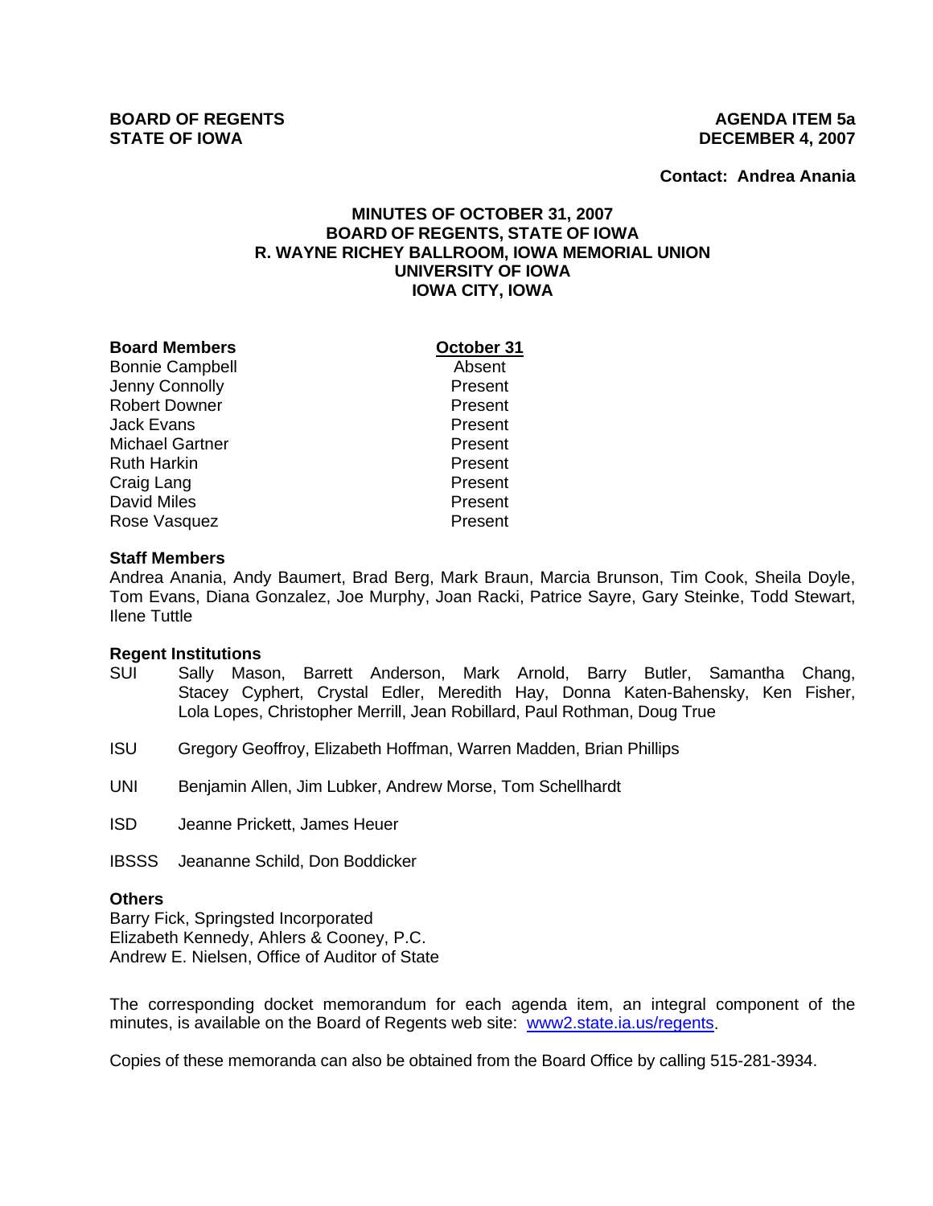**BOARD OF REGENTS**
**STATE OF IOWA**

**AGENDA ITEM 5a**
**DECEMBER 4, 2007**

**Contact: Andrea Anania**

## MINUTES OF OCTOBER 31, 2007
## BOARD OF REGENTS, STATE OF IOWA
## R. WAYNE RICHEY BALLROOM, IOWA MEMORIAL UNION
## UNIVERSITY OF IOWA
## IOWA CITY, IOWA

| **Board Members** | **October 31** |
|---|---|
| Bonnie Campbell | Absent |
| Jenny Connolly | Present |
| Robert Downer | Present |
| Jack Evans | Present |
| Michael Gartner | Present |
| Ruth Harkin | Present |
| Craig Lang | Present |
| David Miles | Present |
| Rose Vasquez | Present |

**Staff Members**

Andrea Anania, Andy Baumert, Brad Berg, Mark Braun, Marcia Brunson, Tim Cook, Sheila Doyle, Tom Evans, Diana Gonzalez, Joe Murphy, Joan Racki, Patrice Sayre, Gary Steinke, Todd Stewart, Ilene Tuttle

**Regent Institutions**

SUI Sally Mason, Barrett Anderson, Mark Arnold, Barry Butler, Samantha Chang, Stacey Cyphert, Crystal Edler, Meredith Hay, Donna Katen-Bahensky, Ken Fisher, Lola Lopes, Christopher Merrill, Jean Robillard, Paul Rothman, Doug True

ISU Gregory Geoffroy, Elizabeth Hoffman, Warren Madden, Brian Phillips

UNI Benjamin Allen, Jim Lubker, Andrew Morse, Tom Schellhardt

ISD Jeanne Prickett, James Heuer

IBSSS Jeananne Schild, Don Boddicker

**Others**

Barry Fick, Springsted Incorporated
Elizabeth Kennedy, Ahlers & Cooney, P.C.
Andrew E. Nielsen, Office of Auditor of State

The corresponding docket memorandum for each agenda item, an integral component of the minutes, is available on the Board of Regents web site: www2.state.ia.us/regents.

Copies of these memoranda can also be obtained from the Board Office by calling 515-281-3934.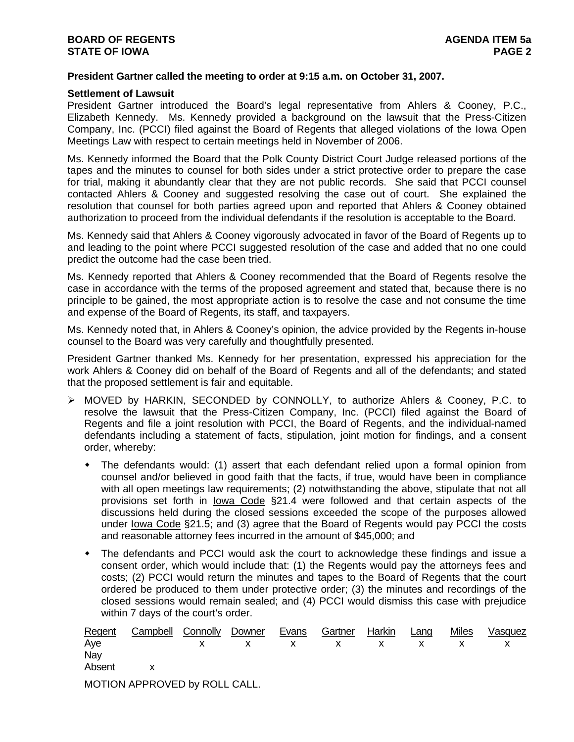**President Gartner called the meeting to order at 9:15 a.m. on October 31, 2007.**

**Settlement of Lawsuit**

President Gartner introduced the Board's legal representative from Ahlers & Cooney, P.C., Elizabeth Kennedy. Ms. Kennedy provided a background on the lawsuit that the Press-Citizen Company, Inc. (PCCI) filed against the Board of Regents that alleged violations of the Iowa Open Meetings Law with respect to certain meetings held in November of 2006.

Ms. Kennedy informed the Board that the Polk County District Court Judge released portions of the tapes and the minutes to counsel for both sides under a strict protective order to prepare the case for trial, making it abundantly clear that they are not public records. She said that PCCI counsel contacted Ahlers & Cooney and suggested resolving the case out of court. She explained the resolution that counsel for both parties agreed upon and reported that Ahlers & Cooney obtained authorization to proceed from the individual defendants if the resolution is acceptable to the Board.

Ms. Kennedy said that Ahlers & Cooney vigorously advocated in favor of the Board of Regents up to and leading to the point where PCCI suggested resolution of the case and added that no one could predict the outcome had the case been tried.

Ms. Kennedy reported that Ahlers & Cooney recommended that the Board of Regents resolve the case in accordance with the terms of the proposed agreement and stated that, because there is no principle to be gained, the most appropriate action is to resolve the case and not consume the time and expense of the Board of Regents, its staff, and taxpayers.

Ms. Kennedy noted that, in Ahlers & Cooney's opinion, the advice provided by the Regents in-house counsel to the Board was very carefully and thoughtfully presented.

President Gartner thanked Ms. Kennedy for her presentation, expressed his appreciation for the work Ahlers & Cooney did on behalf of the Board of Regents and all of the defendants; and stated that the proposed settlement is fair and equitable.

- MOVED by HARKIN, SECONDED by CONNOLLY, to authorize Ahlers & Cooney, P.C. to resolve the lawsuit that the Press-Citizen Company, Inc. (PCCI) filed against the Board of Regents and file a joint resolution with PCCI, the Board of Regents, and the individual-named defendants including a statement of facts, stipulation, joint motion for findings, and a consent order, whereby:
  - The defendants would: (1) assert that each defendant relied upon a formal opinion from counsel and/or believed in good faith that the facts, if true, would have been in compliance with all open meetings law requirements; (2) notwithstanding the above, stipulate that not all provisions set forth in Iowa Code §21.4 were followed and that certain aspects of the discussions held during the closed sessions exceeded the scope of the purposes allowed under Iowa Code §21.5; and (3) agree that the Board of Regents would pay PCCI the costs and reasonable attorney fees incurred in the amount of $45,000; and
  - The defendants and PCCI would ask the court to acknowledge these findings and issue a consent order, which would include that: (1) the Regents would pay the attorneys fees and costs; (2) PCCI would return the minutes and tapes to the Board of Regents that the court ordered be produced to them under protective order; (3) the minutes and recordings of the closed sessions would remain sealed; and (4) PCCI would dismiss this case with prejudice within 7 days of the court's order.

| Regent | Campbell | Connolly | Downer | Evans | Gartner | Harkin | Lang | Miles | Vasquez |
|---|---|---|---|---|---|---|---|---|---|
| Aye | | x | x | x | x | x | x | x | x |
| Nay | | | | | | | | | |
| Absent | x | | | | | | | | |

MOTION APPROVED by ROLL CALL.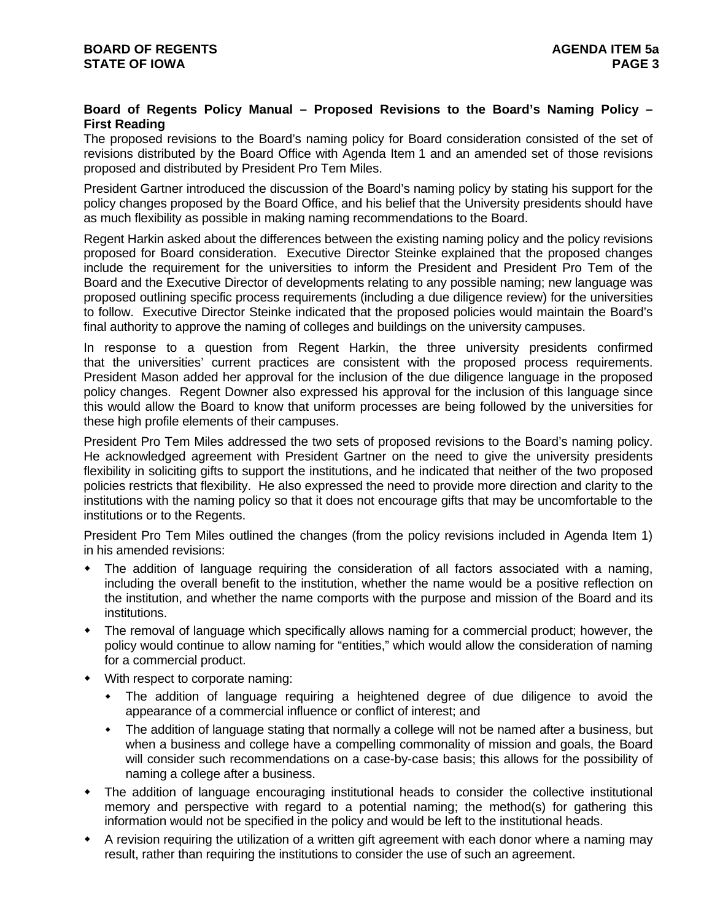**Board of Regents Policy Manual – Proposed Revisions to the Board's Naming Policy – First Reading**

The proposed revisions to the Board's naming policy for Board consideration consisted of the set of revisions distributed by the Board Office with Agenda Item 1 and an amended set of those revisions proposed and distributed by President Pro Tem Miles.

President Gartner introduced the discussion of the Board's naming policy by stating his support for the policy changes proposed by the Board Office, and his belief that the University presidents should have as much flexibility as possible in making naming recommendations to the Board.

Regent Harkin asked about the differences between the existing naming policy and the policy revisions proposed for Board consideration. Executive Director Steinke explained that the proposed changes include the requirement for the universities to inform the President and President Pro Tem of the Board and the Executive Director of developments relating to any possible naming; new language was proposed outlining specific process requirements (including a due diligence review) for the universities to follow. Executive Director Steinke indicated that the proposed policies would maintain the Board's final authority to approve the naming of colleges and buildings on the university campuses.

In response to a question from Regent Harkin, the three university presidents confirmed that the universities' current practices are consistent with the proposed process requirements. President Mason added her approval for the inclusion of the due diligence language in the proposed policy changes. Regent Downer also expressed his approval for the inclusion of this language since this would allow the Board to know that uniform processes are being followed by the universities for these high profile elements of their campuses.

President Pro Tem Miles addressed the two sets of proposed revisions to the Board's naming policy. He acknowledged agreement with President Gartner on the need to give the university presidents flexibility in soliciting gifts to support the institutions, and he indicated that neither of the two proposed policies restricts that flexibility. He also expressed the need to provide more direction and clarity to the institutions with the naming policy so that it does not encourage gifts that may be uncomfortable to the institutions or to the Regents.

President Pro Tem Miles outlined the changes (from the policy revisions included in Agenda Item 1) in his amended revisions:

- The addition of language requiring the consideration of all factors associated with a naming, including the overall benefit to the institution, whether the name would be a positive reflection on the institution, and whether the name comports with the purpose and mission of the Board and its institutions.
- The removal of language which specifically allows naming for a commercial product; however, the policy would continue to allow naming for "entities," which would allow the consideration of naming for a commercial product.
- With respect to corporate naming:
  - The addition of language requiring a heightened degree of due diligence to avoid the appearance of a commercial influence or conflict of interest; and
  - The addition of language stating that normally a college will not be named after a business, but when a business and college have a compelling commonality of mission and goals, the Board will consider such recommendations on a case-by-case basis; this allows for the possibility of naming a college after a business.
- The addition of language encouraging institutional heads to consider the collective institutional memory and perspective with regard to a potential naming; the method(s) for gathering this information would not be specified in the policy and would be left to the institutional heads.
- A revision requiring the utilization of a written gift agreement with each donor where a naming may result, rather than requiring the institutions to consider the use of such an agreement.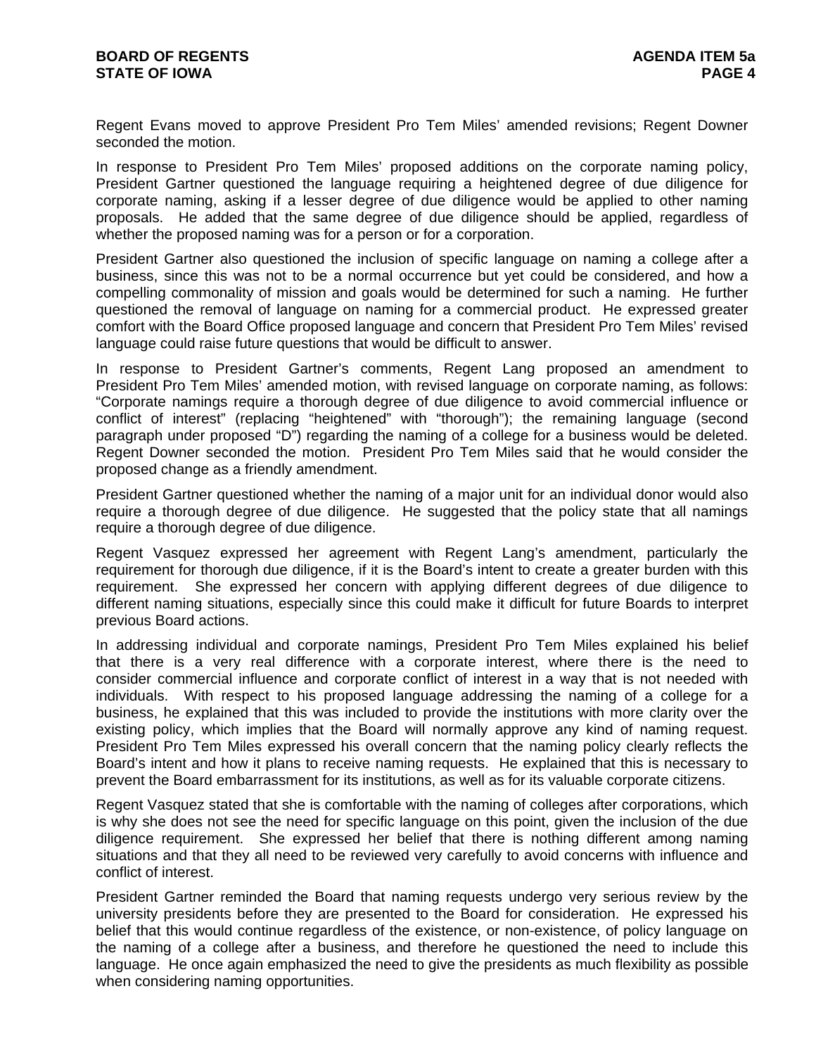Regent Evans moved to approve President Pro Tem Miles' amended revisions; Regent Downer seconded the motion.

In response to President Pro Tem Miles' proposed additions on the corporate naming policy, President Gartner questioned the language requiring a heightened degree of due diligence for corporate naming, asking if a lesser degree of due diligence would be applied to other naming proposals. He added that the same degree of due diligence should be applied, regardless of whether the proposed naming was for a person or for a corporation.

President Gartner also questioned the inclusion of specific language on naming a college after a business, since this was not to be a normal occurrence but yet could be considered, and how a compelling commonality of mission and goals would be determined for such a naming. He further questioned the removal of language on naming for a commercial product. He expressed greater comfort with the Board Office proposed language and concern that President Pro Tem Miles' revised language could raise future questions that would be difficult to answer.

In response to President Gartner's comments, Regent Lang proposed an amendment to President Pro Tem Miles' amended motion, with revised language on corporate naming, as follows: "Corporate namings require a thorough degree of due diligence to avoid commercial influence or conflict of interest" (replacing "heightened" with "thorough"); the remaining language (second paragraph under proposed "D") regarding the naming of a college for a business would be deleted. Regent Downer seconded the motion. President Pro Tem Miles said that he would consider the proposed change as a friendly amendment.

President Gartner questioned whether the naming of a major unit for an individual donor would also require a thorough degree of due diligence. He suggested that the policy state that all namings require a thorough degree of due diligence.

Regent Vasquez expressed her agreement with Regent Lang's amendment, particularly the requirement for thorough due diligence, if it is the Board's intent to create a greater burden with this requirement. She expressed her concern with applying different degrees of due diligence to different naming situations, especially since this could make it difficult for future Boards to interpret previous Board actions.

In addressing individual and corporate namings, President Pro Tem Miles explained his belief that there is a very real difference with a corporate interest, where there is the need to consider commercial influence and corporate conflict of interest in a way that is not needed with individuals. With respect to his proposed language addressing the naming of a college for a business, he explained that this was included to provide the institutions with more clarity over the existing policy, which implies that the Board will normally approve any kind of naming request. President Pro Tem Miles expressed his overall concern that the naming policy clearly reflects the Board's intent and how it plans to receive naming requests. He explained that this is necessary to prevent the Board embarrassment for its institutions, as well as for its valuable corporate citizens.

Regent Vasquez stated that she is comfortable with the naming of colleges after corporations, which is why she does not see the need for specific language on this point, given the inclusion of the due diligence requirement. She expressed her belief that there is nothing different among naming situations and that they all need to be reviewed very carefully to avoid concerns with influence and conflict of interest.

President Gartner reminded the Board that naming requests undergo very serious review by the university presidents before they are presented to the Board for consideration. He expressed his belief that this would continue regardless of the existence, or non-existence, of policy language on the naming of a college after a business, and therefore he questioned the need to include this language. He once again emphasized the need to give the presidents as much flexibility as possible when considering naming opportunities.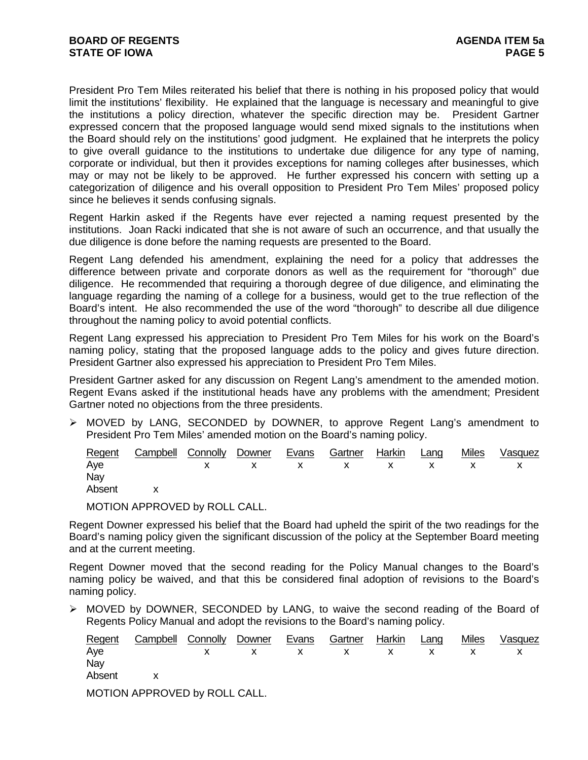President Pro Tem Miles reiterated his belief that there is nothing in his proposed policy that would limit the institutions' flexibility. He explained that the language is necessary and meaningful to give the institutions a policy direction, whatever the specific direction may be. President Gartner expressed concern that the proposed language would send mixed signals to the institutions when the Board should rely on the institutions' good judgment. He explained that he interprets the policy to give overall guidance to the institutions to undertake due diligence for any type of naming, corporate or individual, but then it provides exceptions for naming colleges after businesses, which may or may not be likely to be approved. He further expressed his concern with setting up a categorization of diligence and his overall opposition to President Pro Tem Miles' proposed policy since he believes it sends confusing signals.

Regent Harkin asked if the Regents have ever rejected a naming request presented by the institutions. Joan Racki indicated that she is not aware of such an occurrence, and that usually the due diligence is done before the naming requests are presented to the Board.

Regent Lang defended his amendment, explaining the need for a policy that addresses the difference between private and corporate donors as well as the requirement for "thorough" due diligence. He recommended that requiring a thorough degree of due diligence, and eliminating the language regarding the naming of a college for a business, would get to the true reflection of the Board's intent. He also recommended the use of the word "thorough" to describe all due diligence throughout the naming policy to avoid potential conflicts.

Regent Lang expressed his appreciation to President Pro Tem Miles for his work on the Board's naming policy, stating that the proposed language adds to the policy and gives future direction. President Gartner also expressed his appreciation to President Pro Tem Miles.

President Gartner asked for any discussion on Regent Lang's amendment to the amended motion. Regent Evans asked if the institutional heads have any problems with the amendment; President Gartner noted no objections from the three presidents.

➢ MOVED by LANG, SECONDED by DOWNER, to approve Regent Lang's amendment to President Pro Tem Miles' amended motion on the Board's naming policy.

| Regent | Campbell | Connolly | Downer | Evans | Gartner | Harkin | Lang | Miles | Vasquez |
|---|---|---|---|---|---|---|---|---|---|
| Aye | | x | x | x | x | x | x | x | x |
| Nay | | | | | | | | | |
| Absent | x | | | | | | | | |

MOTION APPROVED by ROLL CALL.

Regent Downer expressed his belief that the Board had upheld the spirit of the two readings for the Board's naming policy given the significant discussion of the policy at the September Board meeting and at the current meeting.

Regent Downer moved that the second reading for the Policy Manual changes to the Board's naming policy be waived, and that this be considered final adoption of revisions to the Board's naming policy.

➢ MOVED by DOWNER, SECONDED by LANG, to waive the second reading of the Board of Regents Policy Manual and adopt the revisions to the Board's naming policy.

| Regent | Campbell | Connolly | Downer | Evans | Gartner | Harkin | Lang | Miles | Vasquez |
|---|---|---|---|---|---|---|---|---|---|
| Aye | | x | x | x | x | x | x | x | x |
| Nay | | | | | | | | | |
| Absent | x | | | | | | | | |

MOTION APPROVED by ROLL CALL.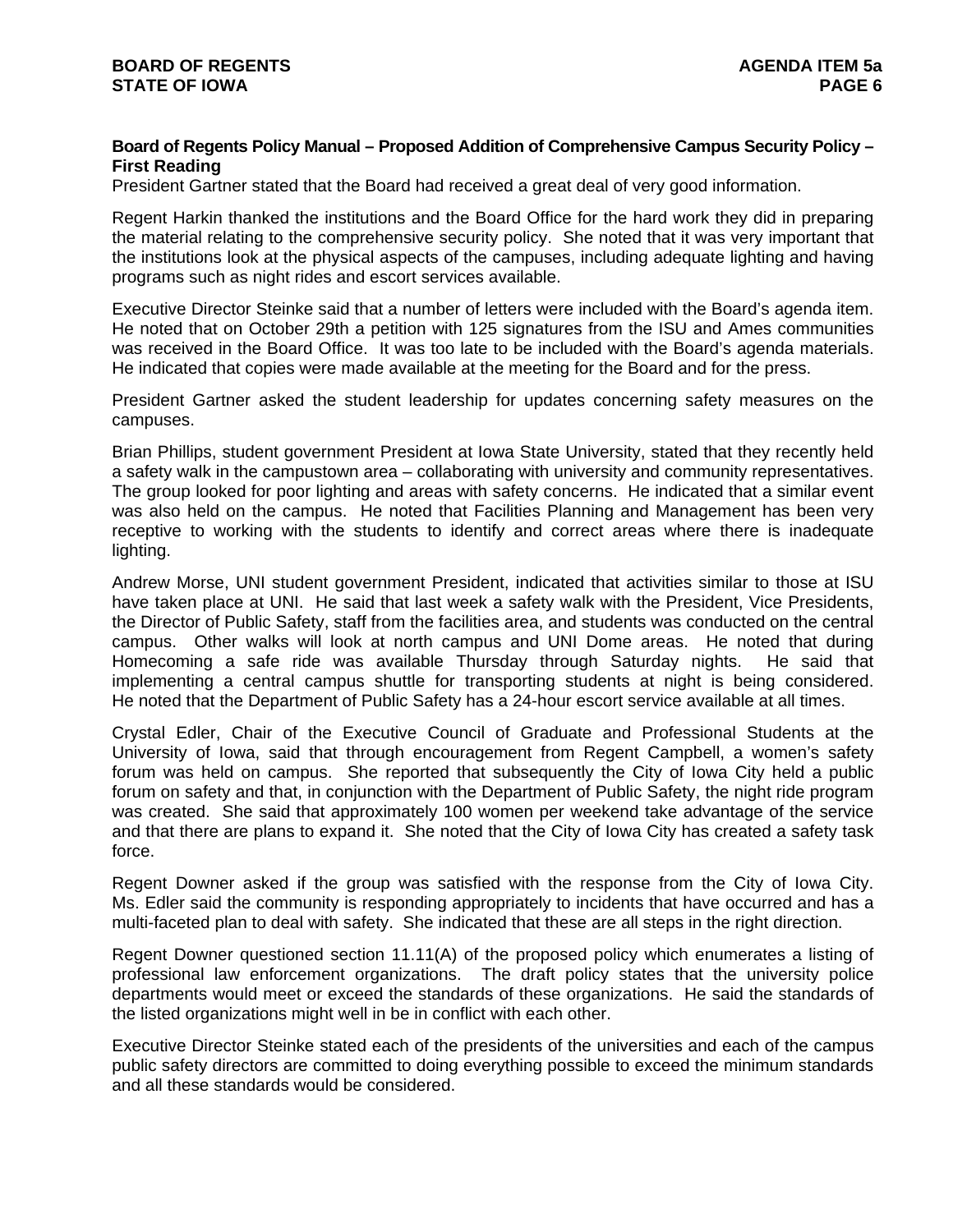**Board of Regents Policy Manual – Proposed Addition of Comprehensive Campus Security Policy – First Reading**

President Gartner stated that the Board had received a great deal of very good information.

Regent Harkin thanked the institutions and the Board Office for the hard work they did in preparing the material relating to the comprehensive security policy. She noted that it was very important that the institutions look at the physical aspects of the campuses, including adequate lighting and having programs such as night rides and escort services available.

Executive Director Steinke said that a number of letters were included with the Board's agenda item. He noted that on October 29th a petition with 125 signatures from the ISU and Ames communities was received in the Board Office. It was too late to be included with the Board's agenda materials. He indicated that copies were made available at the meeting for the Board and for the press.

President Gartner asked the student leadership for updates concerning safety measures on the campuses.

Brian Phillips, student government President at Iowa State University, stated that they recently held a safety walk in the campustown area – collaborating with university and community representatives. The group looked for poor lighting and areas with safety concerns. He indicated that a similar event was also held on the campus. He noted that Facilities Planning and Management has been very receptive to working with the students to identify and correct areas where there is inadequate lighting.

Andrew Morse, UNI student government President, indicated that activities similar to those at ISU have taken place at UNI. He said that last week a safety walk with the President, Vice Presidents, the Director of Public Safety, staff from the facilities area, and students was conducted on the central campus. Other walks will look at north campus and UNI Dome areas. He noted that during Homecoming a safe ride was available Thursday through Saturday nights. He said that implementing a central campus shuttle for transporting students at night is being considered. He noted that the Department of Public Safety has a 24-hour escort service available at all times.

Crystal Edler, Chair of the Executive Council of Graduate and Professional Students at the University of Iowa, said that through encouragement from Regent Campbell, a women's safety forum was held on campus. She reported that subsequently the City of Iowa City held a public forum on safety and that, in conjunction with the Department of Public Safety, the night ride program was created. She said that approximately 100 women per weekend take advantage of the service and that there are plans to expand it. She noted that the City of Iowa City has created a safety task force.

Regent Downer asked if the group was satisfied with the response from the City of Iowa City. Ms. Edler said the community is responding appropriately to incidents that have occurred and has a multi-faceted plan to deal with safety. She indicated that these are all steps in the right direction.

Regent Downer questioned section 11.11(A) of the proposed policy which enumerates a listing of professional law enforcement organizations. The draft policy states that the university police departments would meet or exceed the standards of these organizations. He said the standards of the listed organizations might well in be in conflict with each other.

Executive Director Steinke stated each of the presidents of the universities and each of the campus public safety directors are committed to doing everything possible to exceed the minimum standards and all these standards would be considered.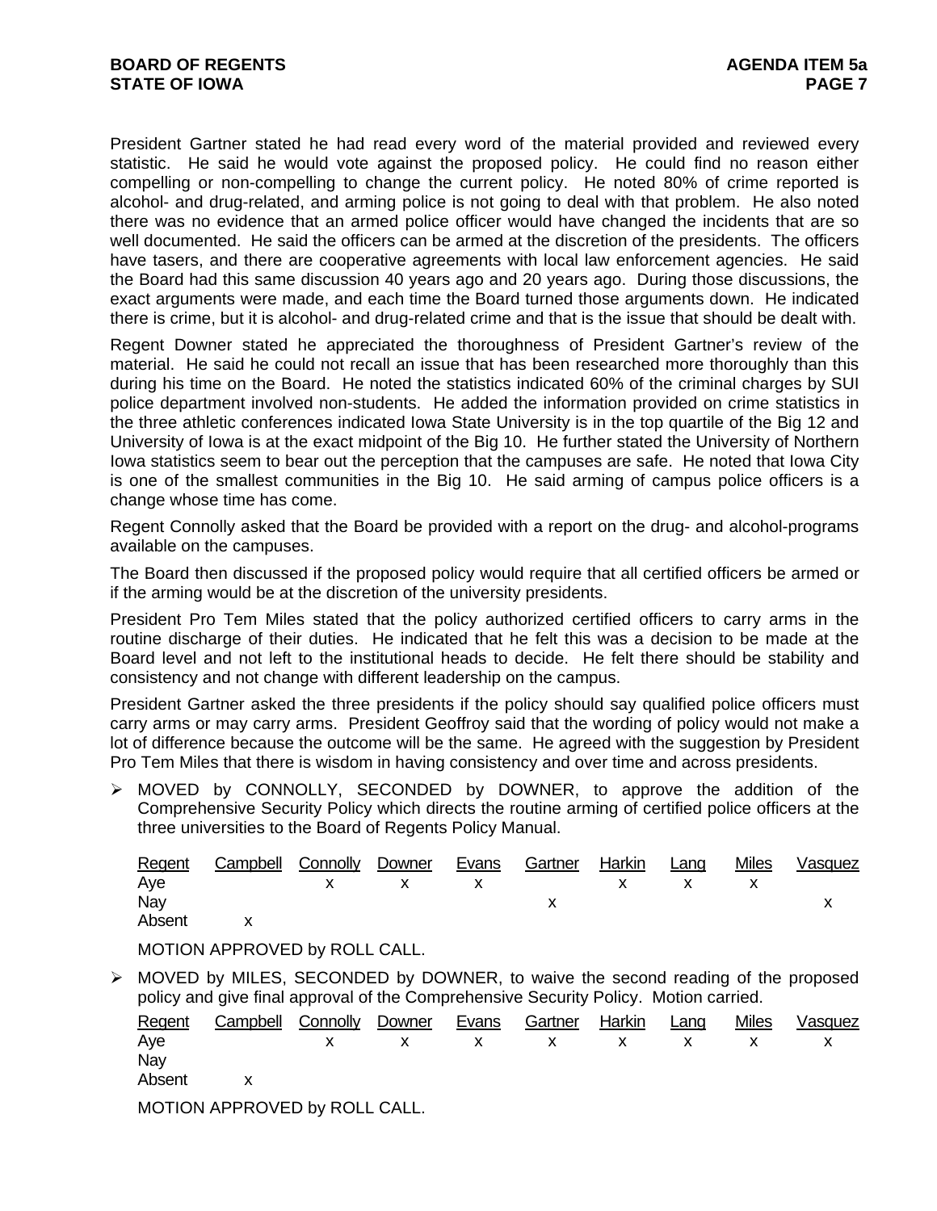President Gartner stated he had read every word of the material provided and reviewed every statistic. He said he would vote against the proposed policy. He could find no reason either compelling or non-compelling to change the current policy. He noted 80% of crime reported is alcohol- and drug-related, and arming police is not going to deal with that problem. He also noted there was no evidence that an armed police officer would have changed the incidents that are so well documented. He said the officers can be armed at the discretion of the presidents. The officers have tasers, and there are cooperative agreements with local law enforcement agencies. He said the Board had this same discussion 40 years ago and 20 years ago. During those discussions, the exact arguments were made, and each time the Board turned those arguments down. He indicated there is crime, but it is alcohol- and drug-related crime and that is the issue that should be dealt with.

Regent Downer stated he appreciated the thoroughness of President Gartner's review of the material. He said he could not recall an issue that has been researched more thoroughly than this during his time on the Board. He noted the statistics indicated 60% of the criminal charges by SUI police department involved non-students. He added the information provided on crime statistics in the three athletic conferences indicated Iowa State University is in the top quartile of the Big 12 and University of Iowa is at the exact midpoint of the Big 10. He further stated the University of Northern Iowa statistics seem to bear out the perception that the campuses are safe. He noted that Iowa City is one of the smallest communities in the Big 10. He said arming of campus police officers is a change whose time has come.

Regent Connolly asked that the Board be provided with a report on the drug- and alcohol-programs available on the campuses.

The Board then discussed if the proposed policy would require that all certified officers be armed or if the arming would be at the discretion of the university presidents.

President Pro Tem Miles stated that the policy authorized certified officers to carry arms in the routine discharge of their duties. He indicated that he felt this was a decision to be made at the Board level and not left to the institutional heads to decide. He felt there should be stability and consistency and not change with different leadership on the campus.

President Gartner asked the three presidents if the policy should say qualified police officers must carry arms or may carry arms. President Geoffroy said that the wording of policy would not make a lot of difference because the outcome will be the same. He agreed with the suggestion by President Pro Tem Miles that there is wisdom in having consistency and over time and across presidents.

- MOVED by CONNOLLY, SECONDED by DOWNER, to approve the addition of the Comprehensive Security Policy which directs the routine arming of certified police officers at the three universities to the Board of Regents Policy Manual.

| Regent | Campbell | Connolly | Downer | Evans | Gartner | Harkin | Lang | Miles | Vasquez |
|---|---|---|---|---|---|---|---|---|---|
| Aye | | x | x | x | | x | x | x | |
| Nay | | | | | x | | | | x |
| Absent | x | | | | | | | | |

MOTION APPROVED by ROLL CALL.

- MOVED by MILES, SECONDED by DOWNER, to waive the second reading of the proposed policy and give final approval of the Comprehensive Security Policy. Motion carried.

| Regent | Campbell | Connolly | Downer | Evans | Gartner | Harkin | Lang | Miles | Vasquez |
|---|---|---|---|---|---|---|---|---|---|
| Aye | | x | x | x | x | x | x | x | x |
| Nay | | | | | | | | | |
| Absent | x | | | | | | | | |

MOTION APPROVED by ROLL CALL.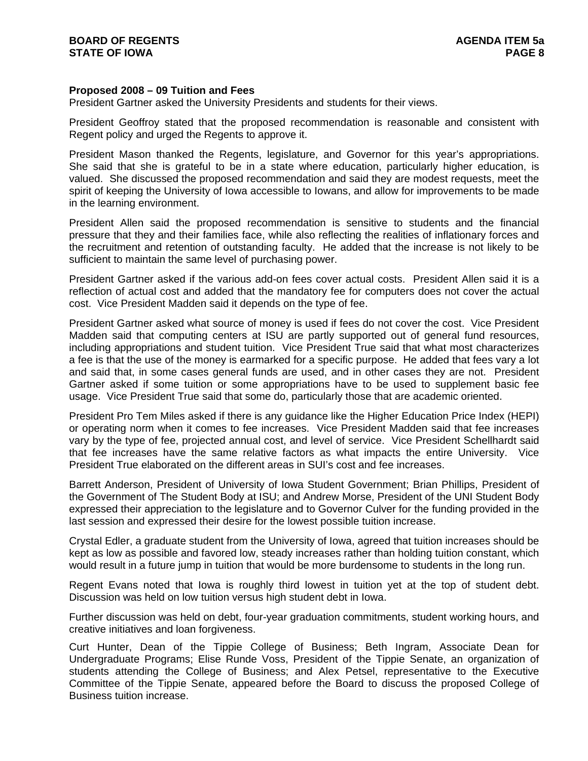**Proposed 2008 – 09 Tuition and Fees**

President Gartner asked the University Presidents and students for their views.

President Geoffroy stated that the proposed recommendation is reasonable and consistent with Regent policy and urged the Regents to approve it.

President Mason thanked the Regents, legislature, and Governor for this year's appropriations. She said that she is grateful to be in a state where education, particularly higher education, is valued. She discussed the proposed recommendation and said they are modest requests, meet the spirit of keeping the University of Iowa accessible to Iowans, and allow for improvements to be made in the learning environment.

President Allen said the proposed recommendation is sensitive to students and the financial pressure that they and their families face, while also reflecting the realities of inflationary forces and the recruitment and retention of outstanding faculty. He added that the increase is not likely to be sufficient to maintain the same level of purchasing power.

President Gartner asked if the various add-on fees cover actual costs. President Allen said it is a reflection of actual cost and added that the mandatory fee for computers does not cover the actual cost. Vice President Madden said it depends on the type of fee.

President Gartner asked what source of money is used if fees do not cover the cost. Vice President Madden said that computing centers at ISU are partly supported out of general fund resources, including appropriations and student tuition. Vice President True said that what most characterizes a fee is that the use of the money is earmarked for a specific purpose. He added that fees vary a lot and said that, in some cases general funds are used, and in other cases they are not. President Gartner asked if some tuition or some appropriations have to be used to supplement basic fee usage. Vice President True said that some do, particularly those that are academic oriented.

President Pro Tem Miles asked if there is any guidance like the Higher Education Price Index (HEPI) or operating norm when it comes to fee increases. Vice President Madden said that fee increases vary by the type of fee, projected annual cost, and level of service. Vice President Schellhardt said that fee increases have the same relative factors as what impacts the entire University. Vice President True elaborated on the different areas in SUI's cost and fee increases.

Barrett Anderson, President of University of Iowa Student Government; Brian Phillips, President of the Government of The Student Body at ISU; and Andrew Morse, President of the UNI Student Body expressed their appreciation to the legislature and to Governor Culver for the funding provided in the last session and expressed their desire for the lowest possible tuition increase.

Crystal Edler, a graduate student from the University of Iowa, agreed that tuition increases should be kept as low as possible and favored low, steady increases rather than holding tuition constant, which would result in a future jump in tuition that would be more burdensome to students in the long run.

Regent Evans noted that Iowa is roughly third lowest in tuition yet at the top of student debt. Discussion was held on low tuition versus high student debt in Iowa.

Further discussion was held on debt, four-year graduation commitments, student working hours, and creative initiatives and loan forgiveness.

Curt Hunter, Dean of the Tippie College of Business; Beth Ingram, Associate Dean for Undergraduate Programs; Elise Runde Voss, President of the Tippie Senate, an organization of students attending the College of Business; and Alex Petsel, representative to the Executive Committee of the Tippie Senate, appeared before the Board to discuss the proposed College of Business tuition increase.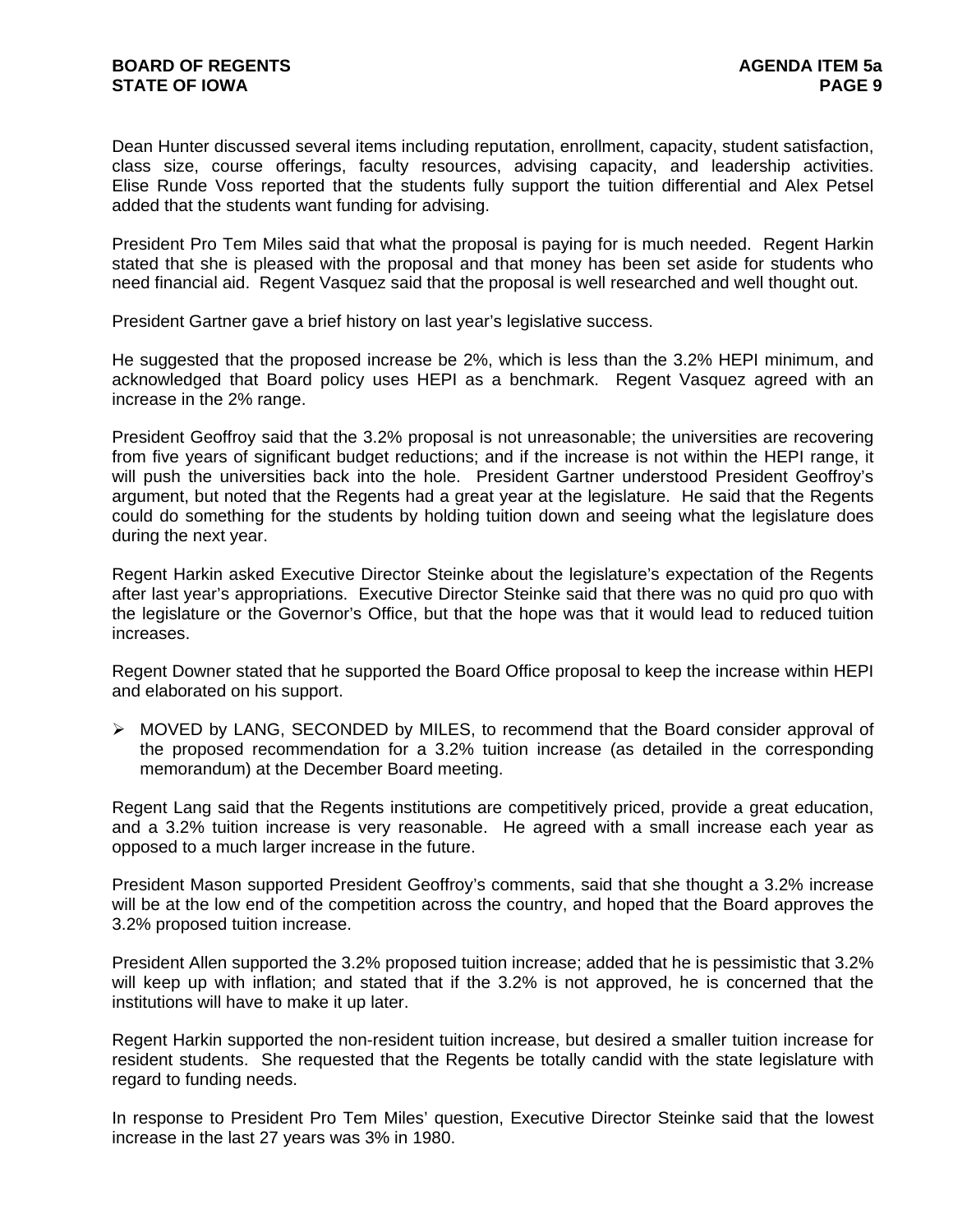Dean Hunter discussed several items including reputation, enrollment, capacity, student satisfaction, class size, course offerings, faculty resources, advising capacity, and leadership activities. Elise Runde Voss reported that the students fully support the tuition differential and Alex Petsel added that the students want funding for advising.

President Pro Tem Miles said that what the proposal is paying for is much needed. Regent Harkin stated that she is pleased with the proposal and that money has been set aside for students who need financial aid. Regent Vasquez said that the proposal is well researched and well thought out.

President Gartner gave a brief history on last year's legislative success.

He suggested that the proposed increase be 2%, which is less than the 3.2% HEPI minimum, and acknowledged that Board policy uses HEPI as a benchmark. Regent Vasquez agreed with an increase in the 2% range.

President Geoffroy said that the 3.2% proposal is not unreasonable; the universities are recovering from five years of significant budget reductions; and if the increase is not within the HEPI range, it will push the universities back into the hole. President Gartner understood President Geoffroy's argument, but noted that the Regents had a great year at the legislature. He said that the Regents could do something for the students by holding tuition down and seeing what the legislature does during the next year.

Regent Harkin asked Executive Director Steinke about the legislature's expectation of the Regents after last year's appropriations. Executive Director Steinke said that there was no quid pro quo with the legislature or the Governor's Office, but that the hope was that it would lead to reduced tuition increases.

Regent Downer stated that he supported the Board Office proposal to keep the increase within HEPI and elaborated on his support.

- MOVED by LANG, SECONDED by MILES, to recommend that the Board consider approval of the proposed recommendation for a 3.2% tuition increase (as detailed in the corresponding memorandum) at the December Board meeting.

Regent Lang said that the Regents institutions are competitively priced, provide a great education, and a 3.2% tuition increase is very reasonable. He agreed with a small increase each year as opposed to a much larger increase in the future.

President Mason supported President Geoffroy's comments, said that she thought a 3.2% increase will be at the low end of the competition across the country, and hoped that the Board approves the 3.2% proposed tuition increase.

President Allen supported the 3.2% proposed tuition increase; added that he is pessimistic that 3.2% will keep up with inflation; and stated that if the 3.2% is not approved, he is concerned that the institutions will have to make it up later.

Regent Harkin supported the non-resident tuition increase, but desired a smaller tuition increase for resident students. She requested that the Regents be totally candid with the state legislature with regard to funding needs.

In response to President Pro Tem Miles' question, Executive Director Steinke said that the lowest increase in the last 27 years was 3% in 1980.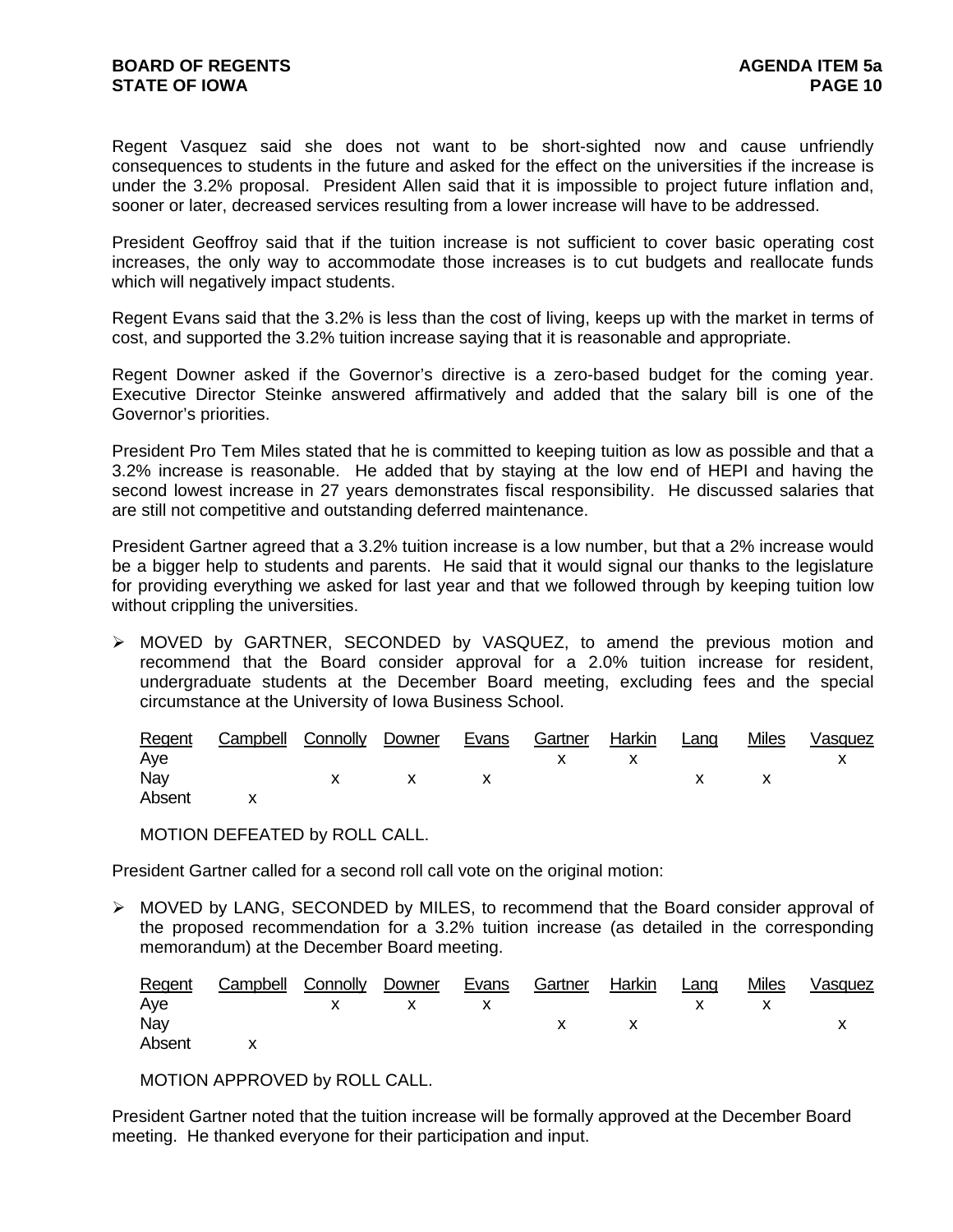Regent Vasquez said she does not want to be short-sighted now and cause unfriendly consequences to students in the future and asked for the effect on the universities if the increase is under the 3.2% proposal. President Allen said that it is impossible to project future inflation and, sooner or later, decreased services resulting from a lower increase will have to be addressed.

President Geoffroy said that if the tuition increase is not sufficient to cover basic operating cost increases, the only way to accommodate those increases is to cut budgets and reallocate funds which will negatively impact students.

Regent Evans said that the 3.2% is less than the cost of living, keeps up with the market in terms of cost, and supported the 3.2% tuition increase saying that it is reasonable and appropriate.

Regent Downer asked if the Governor's directive is a zero-based budget for the coming year. Executive Director Steinke answered affirmatively and added that the salary bill is one of the Governor's priorities.

President Pro Tem Miles stated that he is committed to keeping tuition as low as possible and that a 3.2% increase is reasonable. He added that by staying at the low end of HEPI and having the second lowest increase in 27 years demonstrates fiscal responsibility. He discussed salaries that are still not competitive and outstanding deferred maintenance.

President Gartner agreed that a 3.2% tuition increase is a low number, but that a 2% increase would be a bigger help to students and parents. He said that it would signal our thanks to the legislature for providing everything we asked for last year and that we followed through by keeping tuition low without crippling the universities.

- MOVED by GARTNER, SECONDED by VASQUEZ, to amend the previous motion and recommend that the Board consider approval for a 2.0% tuition increase for resident, undergraduate students at the December Board meeting, excluding fees and the special circumstance at the University of Iowa Business School.

| Regent | Campbell | Connolly | Downer | Evans | Gartner | Harkin | Lang | Miles | Vasquez |
|---|---|---|---|---|---|---|---|---|---|
| Aye | | | | | x | x | | | x |
| Nay | | x | x | x | | | x | x | |
| Absent | x | | | | | | | | |

MOTION DEFEATED by ROLL CALL.

President Gartner called for a second roll call vote on the original motion:

- MOVED by LANG, SECONDED by MILES, to recommend that the Board consider approval of the proposed recommendation for a 3.2% tuition increase (as detailed in the corresponding memorandum) at the December Board meeting.

| Regent | Campbell | Connolly | Downer | Evans | Gartner | Harkin | Lang | Miles | Vasquez |
|---|---|---|---|---|---|---|---|---|---|
| Aye | | x | x | x | | | x | x | |
| Nay | | | | | x | x | | | x |
| Absent | x | | | | | | | | |

MOTION APPROVED by ROLL CALL.

President Gartner noted that the tuition increase will be formally approved at the December Board meeting. He thanked everyone for their participation and input.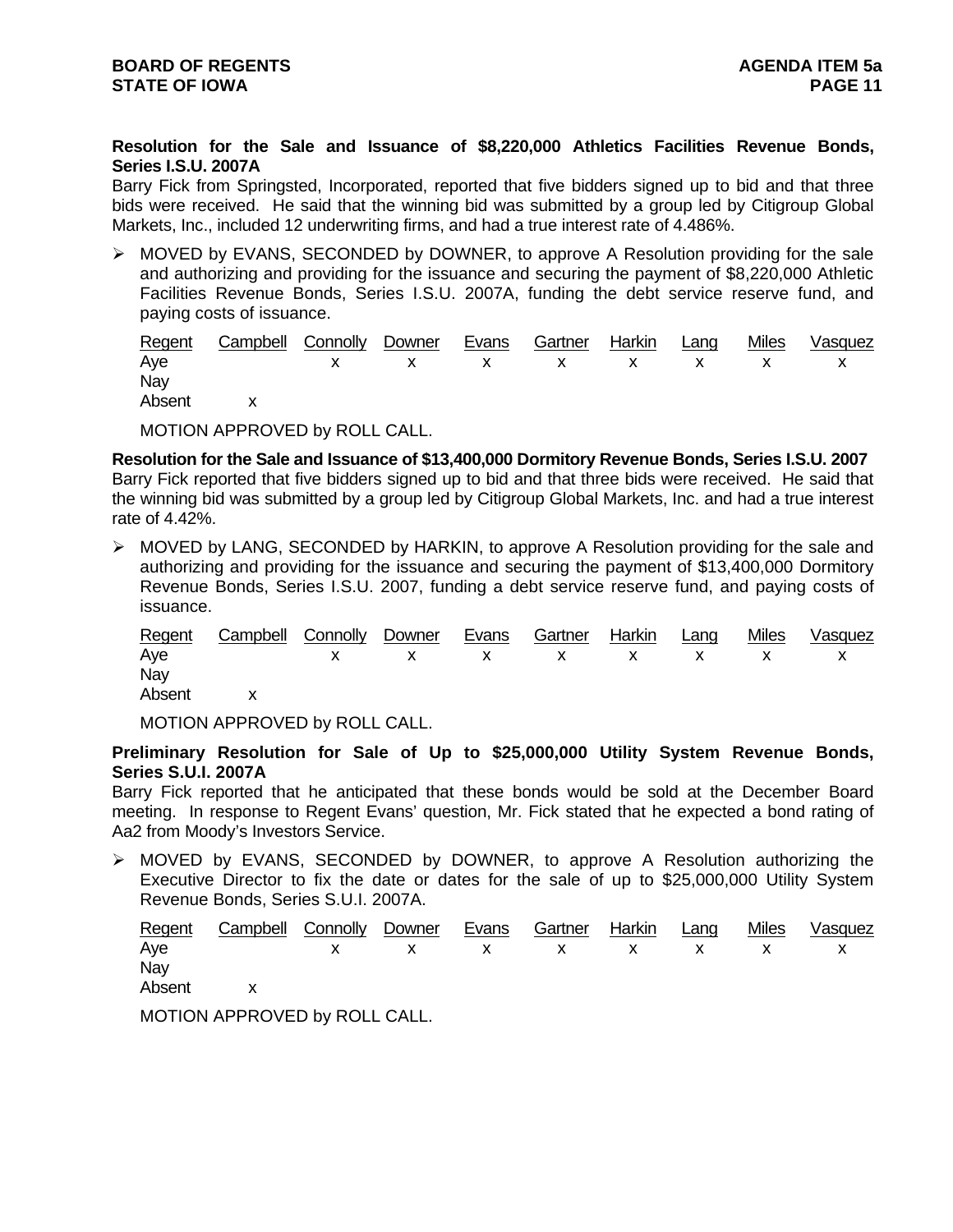**Resolution for the Sale and Issuance of $8,220,000 Athletics Facilities Revenue Bonds, Series I.S.U. 2007A**

Barry Fick from Springsted, Incorporated, reported that five bidders signed up to bid and that three bids were received. He said that the winning bid was submitted by a group led by Citigroup Global Markets, Inc., included 12 underwriting firms, and had a true interest rate of 4.486%.

- MOVED by EVANS, SECONDED by DOWNER, to approve A Resolution providing for the sale and authorizing and providing for the issuance and securing the payment of $8,220,000 Athletic Facilities Revenue Bonds, Series I.S.U. 2007A, funding the debt service reserve fund, and paying costs of issuance.

| Regent | Campbell | Connolly | Downer | Evans | Gartner | Harkin | Lang | Miles | Vasquez |
|---|---|---|---|---|---|---|---|---|---|
| Aye | | x | x | x | x | x | x | x | x |
| Nay | | | | | | | | | |
| Absent | x | | | | | | | | |

MOTION APPROVED by ROLL CALL.

**Resolution for the Sale and Issuance of $13,400,000 Dormitory Revenue Bonds, Series I.S.U. 2007**

Barry Fick reported that five bidders signed up to bid and that three bids were received. He said that the winning bid was submitted by a group led by Citigroup Global Markets, Inc. and had a true interest rate of 4.42%.

- MOVED by LANG, SECONDED by HARKIN, to approve A Resolution providing for the sale and authorizing and providing for the issuance and securing the payment of $13,400,000 Dormitory Revenue Bonds, Series I.S.U. 2007, funding a debt service reserve fund, and paying costs of issuance.

| Regent | Campbell | Connolly | Downer | Evans | Gartner | Harkin | Lang | Miles | Vasquez |
|---|---|---|---|---|---|---|---|---|---|
| Aye | | x | x | x | x | x | x | x | x |
| Nay | | | | | | | | | |
| Absent | x | | | | | | | | |

MOTION APPROVED by ROLL CALL.

**Preliminary Resolution for Sale of Up to $25,000,000 Utility System Revenue Bonds, Series S.U.I. 2007A**

Barry Fick reported that he anticipated that these bonds would be sold at the December Board meeting. In response to Regent Evans' question, Mr. Fick stated that he expected a bond rating of Aa2 from Moody's Investors Service.

- MOVED by EVANS, SECONDED by DOWNER, to approve A Resolution authorizing the Executive Director to fix the date or dates for the sale of up to $25,000,000 Utility System Revenue Bonds, Series S.U.I. 2007A.

| Regent | Campbell | Connolly | Downer | Evans | Gartner | Harkin | Lang | Miles | Vasquez |
|---|---|---|---|---|---|---|---|---|---|
| Aye | | x | x | x | x | x | x | x | x |
| Nay | | | | | | | | | |
| Absent | x | | | | | | | | |

MOTION APPROVED by ROLL CALL.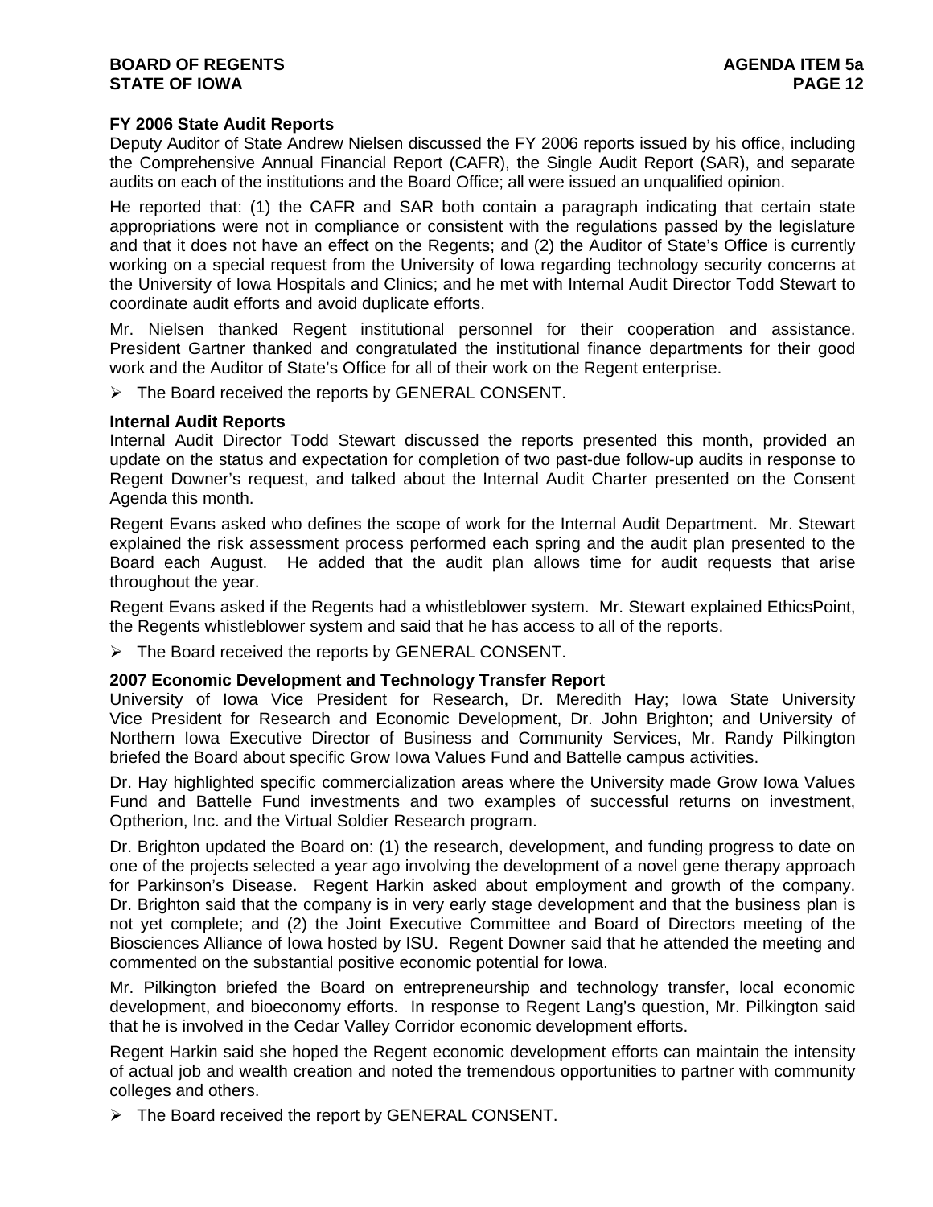**FY 2006 State Audit Reports**

Deputy Auditor of State Andrew Nielsen discussed the FY 2006 reports issued by his office, including the Comprehensive Annual Financial Report (CAFR), the Single Audit Report (SAR), and separate audits on each of the institutions and the Board Office; all were issued an unqualified opinion.

He reported that: (1) the CAFR and SAR both contain a paragraph indicating that certain state appropriations were not in compliance or consistent with the regulations passed by the legislature and that it does not have an effect on the Regents; and (2) the Auditor of State's Office is currently working on a special request from the University of Iowa regarding technology security concerns at the University of Iowa Hospitals and Clinics; and he met with Internal Audit Director Todd Stewart to coordinate audit efforts and avoid duplicate efforts.

Mr. Nielsen thanked Regent institutional personnel for their cooperation and assistance. President Gartner thanked and congratulated the institutional finance departments for their good work and the Auditor of State's Office for all of their work on the Regent enterprise.

- ➢ The Board received the reports by GENERAL CONSENT.

**Internal Audit Reports**

Internal Audit Director Todd Stewart discussed the reports presented this month, provided an update on the status and expectation for completion of two past-due follow-up audits in response to Regent Downer's request, and talked about the Internal Audit Charter presented on the Consent Agenda this month.

Regent Evans asked who defines the scope of work for the Internal Audit Department. Mr. Stewart explained the risk assessment process performed each spring and the audit plan presented to the Board each August. He added that the audit plan allows time for audit requests that arise throughout the year.

Regent Evans asked if the Regents had a whistleblower system. Mr. Stewart explained EthicsPoint, the Regents whistleblower system and said that he has access to all of the reports.

- ➢ The Board received the reports by GENERAL CONSENT.

**2007 Economic Development and Technology Transfer Report**

University of Iowa Vice President for Research, Dr. Meredith Hay; Iowa State University Vice President for Research and Economic Development, Dr. John Brighton; and University of Northern Iowa Executive Director of Business and Community Services, Mr. Randy Pilkington briefed the Board about specific Grow Iowa Values Fund and Battelle campus activities.

Dr. Hay highlighted specific commercialization areas where the University made Grow Iowa Values Fund and Battelle Fund investments and two examples of successful returns on investment, Optherion, Inc. and the Virtual Soldier Research program.

Dr. Brighton updated the Board on: (1) the research, development, and funding progress to date on one of the projects selected a year ago involving the development of a novel gene therapy approach for Parkinson's Disease. Regent Harkin asked about employment and growth of the company. Dr. Brighton said that the company is in very early stage development and that the business plan is not yet complete; and (2) the Joint Executive Committee and Board of Directors meeting of the Biosciences Alliance of Iowa hosted by ISU. Regent Downer said that he attended the meeting and commented on the substantial positive economic potential for Iowa.

Mr. Pilkington briefed the Board on entrepreneurship and technology transfer, local economic development, and bioeconomy efforts. In response to Regent Lang's question, Mr. Pilkington said that he is involved in the Cedar Valley Corridor economic development efforts.

Regent Harkin said she hoped the Regent economic development efforts can maintain the intensity of actual job and wealth creation and noted the tremendous opportunities to partner with community colleges and others.

- ➢ The Board received the report by GENERAL CONSENT.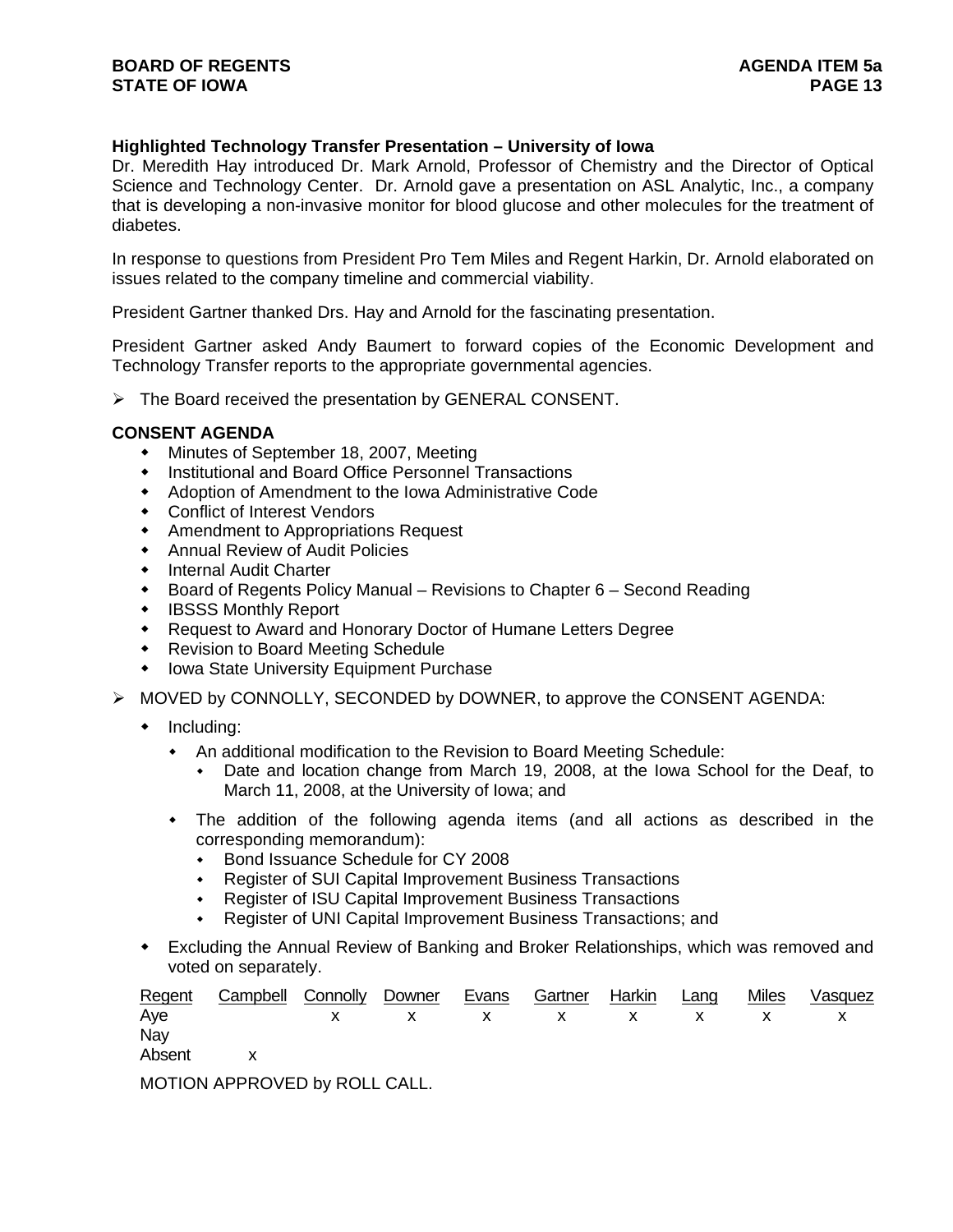**Highlighted Technology Transfer Presentation – University of Iowa**

Dr. Meredith Hay introduced Dr. Mark Arnold, Professor of Chemistry and the Director of Optical Science and Technology Center. Dr. Arnold gave a presentation on ASL Analytic, Inc., a company that is developing a non-invasive monitor for blood glucose and other molecules for the treatment of diabetes.

In response to questions from President Pro Tem Miles and Regent Harkin, Dr. Arnold elaborated on issues related to the company timeline and commercial viability.

President Gartner thanked Drs. Hay and Arnold for the fascinating presentation.

President Gartner asked Andy Baumert to forward copies of the Economic Development and Technology Transfer reports to the appropriate governmental agencies.

- The Board received the presentation by GENERAL CONSENT.

**CONSENT AGENDA**

- Minutes of September 18, 2007, Meeting
- Institutional and Board Office Personnel Transactions
- Adoption of Amendment to the Iowa Administrative Code
- Conflict of Interest Vendors
- Amendment to Appropriations Request
- Annual Review of Audit Policies
- Internal Audit Charter
- Board of Regents Policy Manual – Revisions to Chapter 6 – Second Reading
- IBSSS Monthly Report
- Request to Award and Honorary Doctor of Humane Letters Degree
- Revision to Board Meeting Schedule
- Iowa State University Equipment Purchase

- MOVED by CONNOLLY, SECONDED by DOWNER, to approve the CONSENT AGENDA:
  - Including:
    - An additional modification to the Revision to Board Meeting Schedule:
      - Date and location change from March 19, 2008, at the Iowa School for the Deaf, to March 11, 2008, at the University of Iowa; and
    - The addition of the following agenda items (and all actions as described in the corresponding memorandum):
      - Bond Issuance Schedule for CY 2008
      - Register of SUI Capital Improvement Business Transactions
      - Register of ISU Capital Improvement Business Transactions
      - Register of UNI Capital Improvement Business Transactions; and
  - Excluding the Annual Review of Banking and Broker Relationships, which was removed and voted on separately.

| Regent | Campbell | Connolly | Downer | Evans | Gartner | Harkin | Lang | Miles | Vasquez |
|---|---|---|---|---|---|---|---|---|---|
| Aye | | x | x | x | x | x | x | x | x |
| Nay | | | | | | | | | |
| Absent | x | | | | | | | | |

MOTION APPROVED by ROLL CALL.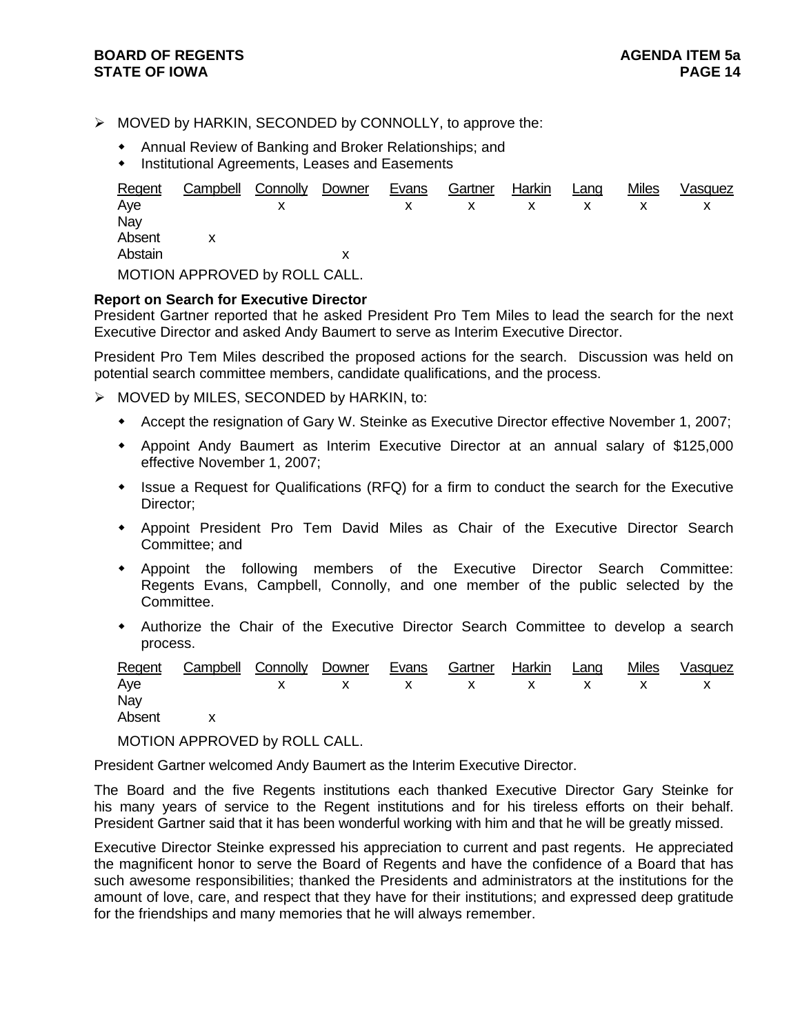➢ MOVED by HARKIN, SECONDED by CONNOLLY, to approve the:

- Annual Review of Banking and Broker Relationships; and
- Institutional Agreements, Leases and Easements

| Regent | Campbell | Connolly | Downer | Evans | Gartner | Harkin | Lang | Miles | Vasquez |
|---|---|---|---|---|---|---|---|---|---|
| Aye | | x | | x | x | x | x | x | x |
| Nay | | | | | | | | | |
| Absent | x | | | | | | | | |
| Abstain | | | x | | | | | | |

MOTION APPROVED by ROLL CALL.

**Report on Search for Executive Director**

President Gartner reported that he asked President Pro Tem Miles to lead the search for the next Executive Director and asked Andy Baumert to serve as Interim Executive Director.

President Pro Tem Miles described the proposed actions for the search. Discussion was held on potential search committee members, candidate qualifications, and the process.

➢ MOVED by MILES, SECONDED by HARKIN, to:

- Accept the resignation of Gary W. Steinke as Executive Director effective November 1, 2007;
- Appoint Andy Baumert as Interim Executive Director at an annual salary of $125,000 effective November 1, 2007;
- Issue a Request for Qualifications (RFQ) for a firm to conduct the search for the Executive Director;
- Appoint President Pro Tem David Miles as Chair of the Executive Director Search Committee; and
- Appoint the following members of the Executive Director Search Committee: Regents Evans, Campbell, Connolly, and one member of the public selected by the Committee.
- Authorize the Chair of the Executive Director Search Committee to develop a search process.

| Regent | Campbell | Connolly | Downer | Evans | Gartner | Harkin | Lang | Miles | Vasquez |
|---|---|---|---|---|---|---|---|---|---|
| Aye | | x | x | x | x | x | x | x | x |
| Nay | | | | | | | | | |
| Absent | x | | | | | | | | |

MOTION APPROVED by ROLL CALL.

President Gartner welcomed Andy Baumert as the Interim Executive Director.

The Board and the five Regents institutions each thanked Executive Director Gary Steinke for his many years of service to the Regent institutions and for his tireless efforts on their behalf. President Gartner said that it has been wonderful working with him and that he will be greatly missed.

Executive Director Steinke expressed his appreciation to current and past regents. He appreciated the magnificent honor to serve the Board of Regents and have the confidence of a Board that has such awesome responsibilities; thanked the Presidents and administrators at the institutions for the amount of love, care, and respect that they have for their institutions; and expressed deep gratitude for the friendships and many memories that he will always remember.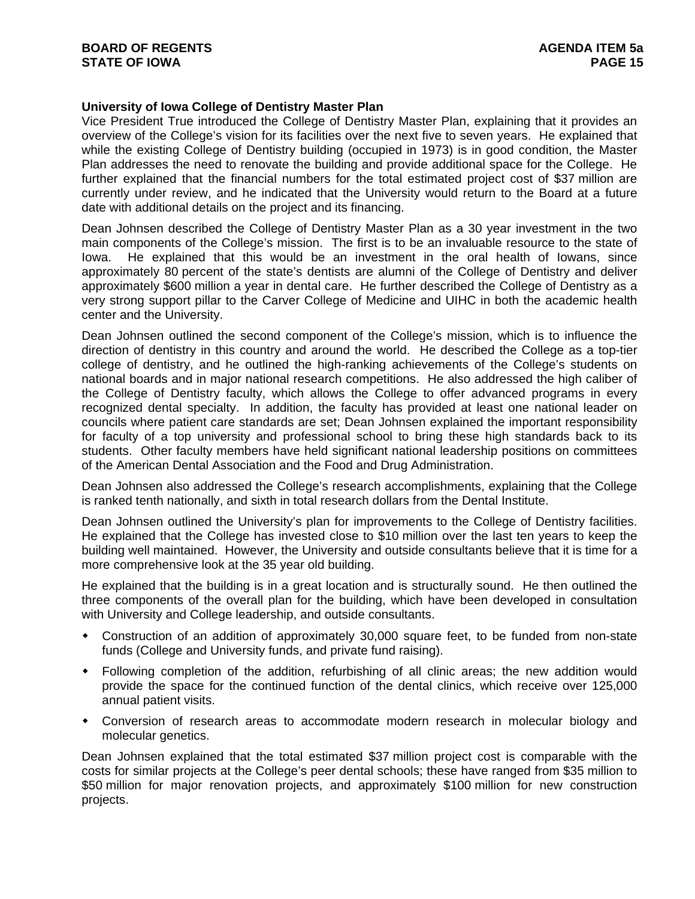**University of Iowa College of Dentistry Master Plan**

Vice President True introduced the College of Dentistry Master Plan, explaining that it provides an overview of the College's vision for its facilities over the next five to seven years. He explained that while the existing College of Dentistry building (occupied in 1973) is in good condition, the Master Plan addresses the need to renovate the building and provide additional space for the College. He further explained that the financial numbers for the total estimated project cost of $37 million are currently under review, and he indicated that the University would return to the Board at a future date with additional details on the project and its financing.

Dean Johnsen described the College of Dentistry Master Plan as a 30 year investment in the two main components of the College's mission. The first is to be an invaluable resource to the state of Iowa. He explained that this would be an investment in the oral health of Iowans, since approximately 80 percent of the state's dentists are alumni of the College of Dentistry and deliver approximately $600 million a year in dental care. He further described the College of Dentistry as a very strong support pillar to the Carver College of Medicine and UIHC in both the academic health center and the University.

Dean Johnsen outlined the second component of the College's mission, which is to influence the direction of dentistry in this country and around the world. He described the College as a top-tier college of dentistry, and he outlined the high-ranking achievements of the College's students on national boards and in major national research competitions. He also addressed the high caliber of the College of Dentistry faculty, which allows the College to offer advanced programs in every recognized dental specialty. In addition, the faculty has provided at least one national leader on councils where patient care standards are set; Dean Johnsen explained the important responsibility for faculty of a top university and professional school to bring these high standards back to its students. Other faculty members have held significant national leadership positions on committees of the American Dental Association and the Food and Drug Administration.

Dean Johnsen also addressed the College's research accomplishments, explaining that the College is ranked tenth nationally, and sixth in total research dollars from the Dental Institute.

Dean Johnsen outlined the University's plan for improvements to the College of Dentistry facilities. He explained that the College has invested close to $10 million over the last ten years to keep the building well maintained. However, the University and outside consultants believe that it is time for a more comprehensive look at the 35 year old building.

He explained that the building is in a great location and is structurally sound. He then outlined the three components of the overall plan for the building, which have been developed in consultation with University and College leadership, and outside consultants.

- Construction of an addition of approximately 30,000 square feet, to be funded from non-state funds (College and University funds, and private fund raising).
- Following completion of the addition, refurbishing of all clinic areas; the new addition would provide the space for the continued function of the dental clinics, which receive over 125,000 annual patient visits.
- Conversion of research areas to accommodate modern research in molecular biology and molecular genetics.

Dean Johnsen explained that the total estimated $37 million project cost is comparable with the costs for similar projects at the College's peer dental schools; these have ranged from $35 million to $50 million for major renovation projects, and approximately $100 million for new construction projects.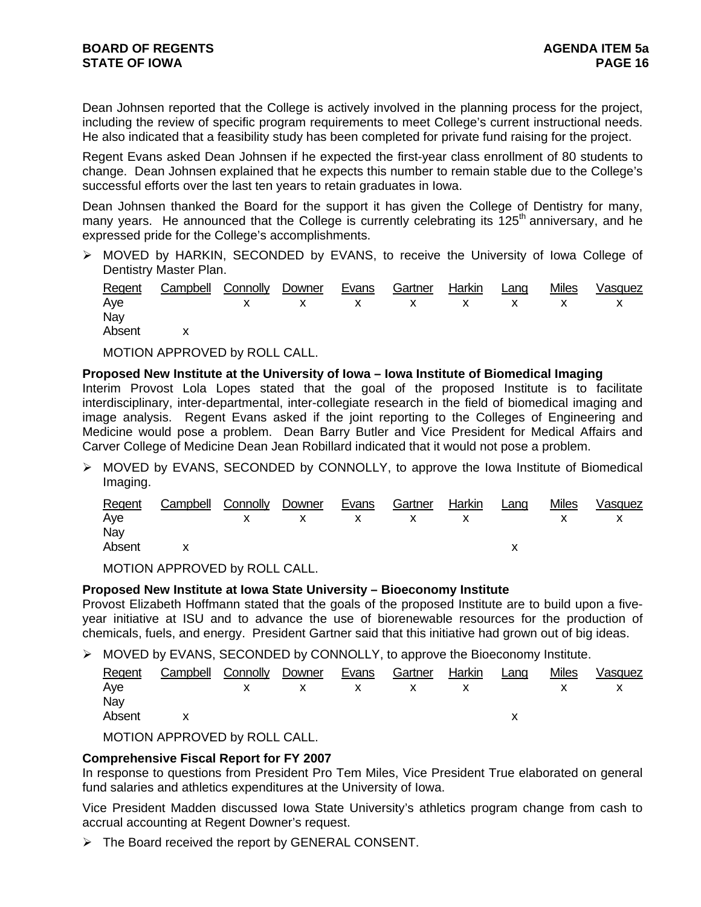Dean Johnsen reported that the College is actively involved in the planning process for the project, including the review of specific program requirements to meet College's current instructional needs. He also indicated that a feasibility study has been completed for private fund raising for the project.

Regent Evans asked Dean Johnsen if he expected the first-year class enrollment of 80 students to change. Dean Johnsen explained that he expects this number to remain stable due to the College's successful efforts over the last ten years to retain graduates in Iowa.

Dean Johnsen thanked the Board for the support it has given the College of Dentistry for many, many years. He announced that the College is currently celebrating its 125th anniversary, and he expressed pride for the College's accomplishments.

➢ MOVED by HARKIN, SECONDED by EVANS, to receive the University of Iowa College of Dentistry Master Plan.

| Regent | Campbell | Connolly | Downer | Evans | Gartner | Harkin | Lang | Miles | Vasquez |
|---|---|---|---|---|---|---|---|---|---|
| Aye | | x | x | x | x | x | x | x | x |
| Nay | | | | | | | | | |
| Absent | x | | | | | | | | |

MOTION APPROVED by ROLL CALL.

**Proposed New Institute at the University of Iowa – Iowa Institute of Biomedical Imaging**

Interim Provost Lola Lopes stated that the goal of the proposed Institute is to facilitate interdisciplinary, inter-departmental, inter-collegiate research in the field of biomedical imaging and image analysis. Regent Evans asked if the joint reporting to the Colleges of Engineering and Medicine would pose a problem. Dean Barry Butler and Vice President for Medical Affairs and Carver College of Medicine Dean Jean Robillard indicated that it would not pose a problem.

➢ MOVED by EVANS, SECONDED by CONNOLLY, to approve the Iowa Institute of Biomedical Imaging.

| Regent | Campbell | Connolly | Downer | Evans | Gartner | Harkin | Lang | Miles | Vasquez |
|---|---|---|---|---|---|---|---|---|---|
| Aye | | x | x | x | x | x | | x | x |
| Nay | | | | | | | | | |
| Absent | x | | | | | | x | | |

MOTION APPROVED by ROLL CALL.

**Proposed New Institute at Iowa State University – Bioeconomy Institute**

Provost Elizabeth Hoffmann stated that the goals of the proposed Institute are to build upon a five-year initiative at ISU and to advance the use of biorenewable resources for the production of chemicals, fuels, and energy. President Gartner said that this initiative had grown out of big ideas.

➢ MOVED by EVANS, SECONDED by CONNOLLY, to approve the Bioeconomy Institute.

| Regent | Campbell | Connolly | Downer | Evans | Gartner | Harkin | Lang | Miles | Vasquez |
|---|---|---|---|---|---|---|---|---|---|
| Aye | | x | x | x | x | x | | x | x |
| Nay | | | | | | | | | |
| Absent | x | | | | | | x | | |

MOTION APPROVED by ROLL CALL.

**Comprehensive Fiscal Report for FY 2007**

In response to questions from President Pro Tem Miles, Vice President True elaborated on general fund salaries and athletics expenditures at the University of Iowa.

Vice President Madden discussed Iowa State University's athletics program change from cash to accrual accounting at Regent Downer's request.

➢ The Board received the report by GENERAL CONSENT.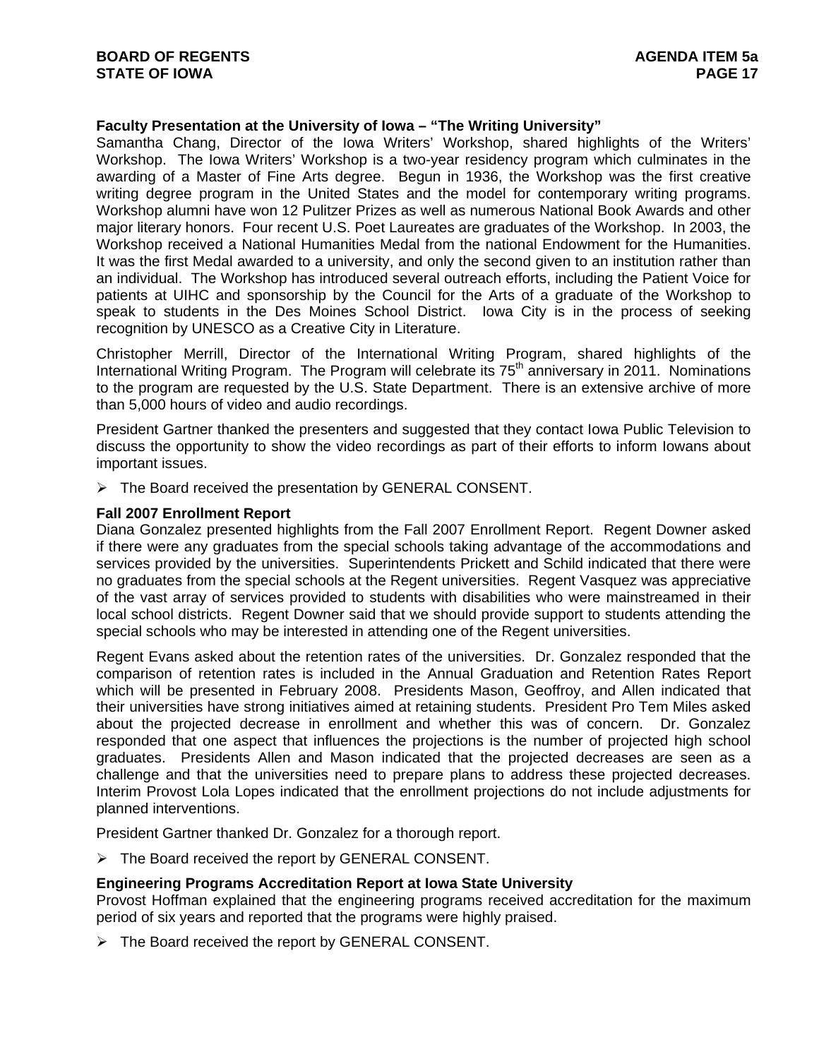**Faculty Presentation at the University of Iowa – "The Writing University"**

Samantha Chang, Director of the Iowa Writers' Workshop, shared highlights of the Writers' Workshop. The Iowa Writers' Workshop is a two-year residency program which culminates in the awarding of a Master of Fine Arts degree. Begun in 1936, the Workshop was the first creative writing degree program in the United States and the model for contemporary writing programs. Workshop alumni have won 12 Pulitzer Prizes as well as numerous National Book Awards and other major literary honors. Four recent U.S. Poet Laureates are graduates of the Workshop. In 2003, the Workshop received a National Humanities Medal from the national Endowment for the Humanities. It was the first Medal awarded to a university, and only the second given to an institution rather than an individual. The Workshop has introduced several outreach efforts, including the Patient Voice for patients at UIHC and sponsorship by the Council for the Arts of a graduate of the Workshop to speak to students in the Des Moines School District. Iowa City is in the process of seeking recognition by UNESCO as a Creative City in Literature.

Christopher Merrill, Director of the International Writing Program, shared highlights of the International Writing Program. The Program will celebrate its 75th anniversary in 2011. Nominations to the program are requested by the U.S. State Department. There is an extensive archive of more than 5,000 hours of video and audio recordings.

President Gartner thanked the presenters and suggested that they contact Iowa Public Television to discuss the opportunity to show the video recordings as part of their efforts to inform Iowans about important issues.

- The Board received the presentation by GENERAL CONSENT.

**Fall 2007 Enrollment Report**

Diana Gonzalez presented highlights from the Fall 2007 Enrollment Report. Regent Downer asked if there were any graduates from the special schools taking advantage of the accommodations and services provided by the universities. Superintendents Prickett and Schild indicated that there were no graduates from the special schools at the Regent universities. Regent Vasquez was appreciative of the vast array of services provided to students with disabilities who were mainstreamed in their local school districts. Regent Downer said that we should provide support to students attending the special schools who may be interested in attending one of the Regent universities.

Regent Evans asked about the retention rates of the universities. Dr. Gonzalez responded that the comparison of retention rates is included in the Annual Graduation and Retention Rates Report which will be presented in February 2008. Presidents Mason, Geoffroy, and Allen indicated that their universities have strong initiatives aimed at retaining students. President Pro Tem Miles asked about the projected decrease in enrollment and whether this was of concern. Dr. Gonzalez responded that one aspect that influences the projections is the number of projected high school graduates. Presidents Allen and Mason indicated that the projected decreases are seen as a challenge and that the universities need to prepare plans to address these projected decreases. Interim Provost Lola Lopes indicated that the enrollment projections do not include adjustments for planned interventions.

President Gartner thanked Dr. Gonzalez for a thorough report.

- The Board received the report by GENERAL CONSENT.

**Engineering Programs Accreditation Report at Iowa State University**

Provost Hoffman explained that the engineering programs received accreditation for the maximum period of six years and reported that the programs were highly praised.

- The Board received the report by GENERAL CONSENT.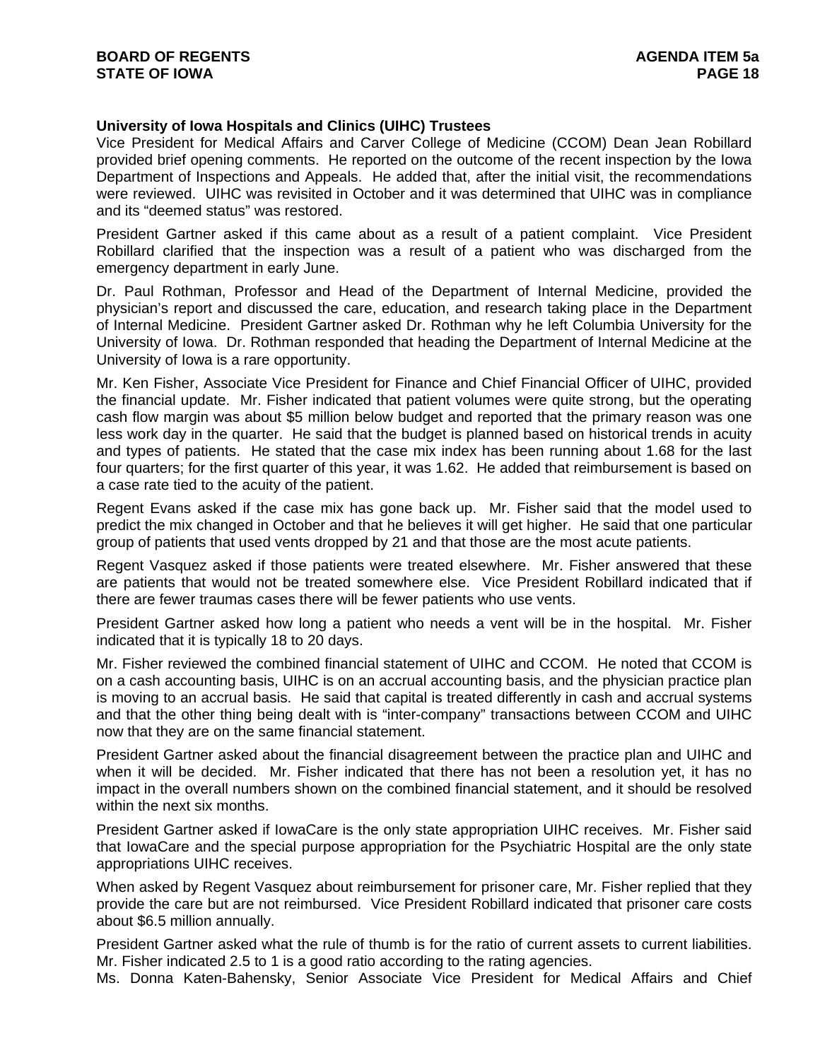**University of Iowa Hospitals and Clinics (UIHC) Trustees**

Vice President for Medical Affairs and Carver College of Medicine (CCOM) Dean Jean Robillard provided brief opening comments. He reported on the outcome of the recent inspection by the Iowa Department of Inspections and Appeals. He added that, after the initial visit, the recommendations were reviewed. UIHC was revisited in October and it was determined that UIHC was in compliance and its "deemed status" was restored.

President Gartner asked if this came about as a result of a patient complaint. Vice President Robillard clarified that the inspection was a result of a patient who was discharged from the emergency department in early June.

Dr. Paul Rothman, Professor and Head of the Department of Internal Medicine, provided the physician's report and discussed the care, education, and research taking place in the Department of Internal Medicine. President Gartner asked Dr. Rothman why he left Columbia University for the University of Iowa. Dr. Rothman responded that heading the Department of Internal Medicine at the University of Iowa is a rare opportunity.

Mr. Ken Fisher, Associate Vice President for Finance and Chief Financial Officer of UIHC, provided the financial update. Mr. Fisher indicated that patient volumes were quite strong, but the operating cash flow margin was about $5 million below budget and reported that the primary reason was one less work day in the quarter. He said that the budget is planned based on historical trends in acuity and types of patients. He stated that the case mix index has been running about 1.68 for the last four quarters; for the first quarter of this year, it was 1.62. He added that reimbursement is based on a case rate tied to the acuity of the patient.

Regent Evans asked if the case mix has gone back up. Mr. Fisher said that the model used to predict the mix changed in October and that he believes it will get higher. He said that one particular group of patients that used vents dropped by 21 and that those are the most acute patients.

Regent Vasquez asked if those patients were treated elsewhere. Mr. Fisher answered that these are patients that would not be treated somewhere else. Vice President Robillard indicated that if there are fewer traumas cases there will be fewer patients who use vents.

President Gartner asked how long a patient who needs a vent will be in the hospital. Mr. Fisher indicated that it is typically 18 to 20 days.

Mr. Fisher reviewed the combined financial statement of UIHC and CCOM. He noted that CCOM is on a cash accounting basis, UIHC is on an accrual accounting basis, and the physician practice plan is moving to an accrual basis. He said that capital is treated differently in cash and accrual systems and that the other thing being dealt with is "inter-company" transactions between CCOM and UIHC now that they are on the same financial statement.

President Gartner asked about the financial disagreement between the practice plan and UIHC and when it will be decided. Mr. Fisher indicated that there has not been a resolution yet, it has no impact in the overall numbers shown on the combined financial statement, and it should be resolved within the next six months.

President Gartner asked if IowaCare is the only state appropriation UIHC receives. Mr. Fisher said that IowaCare and the special purpose appropriation for the Psychiatric Hospital are the only state appropriations UIHC receives.

When asked by Regent Vasquez about reimbursement for prisoner care, Mr. Fisher replied that they provide the care but are not reimbursed. Vice President Robillard indicated that prisoner care costs about $6.5 million annually.

President Gartner asked what the rule of thumb is for the ratio of current assets to current liabilities. Mr. Fisher indicated 2.5 to 1 is a good ratio according to the rating agencies.

Ms. Donna Katen-Bahensky, Senior Associate Vice President for Medical Affairs and Chief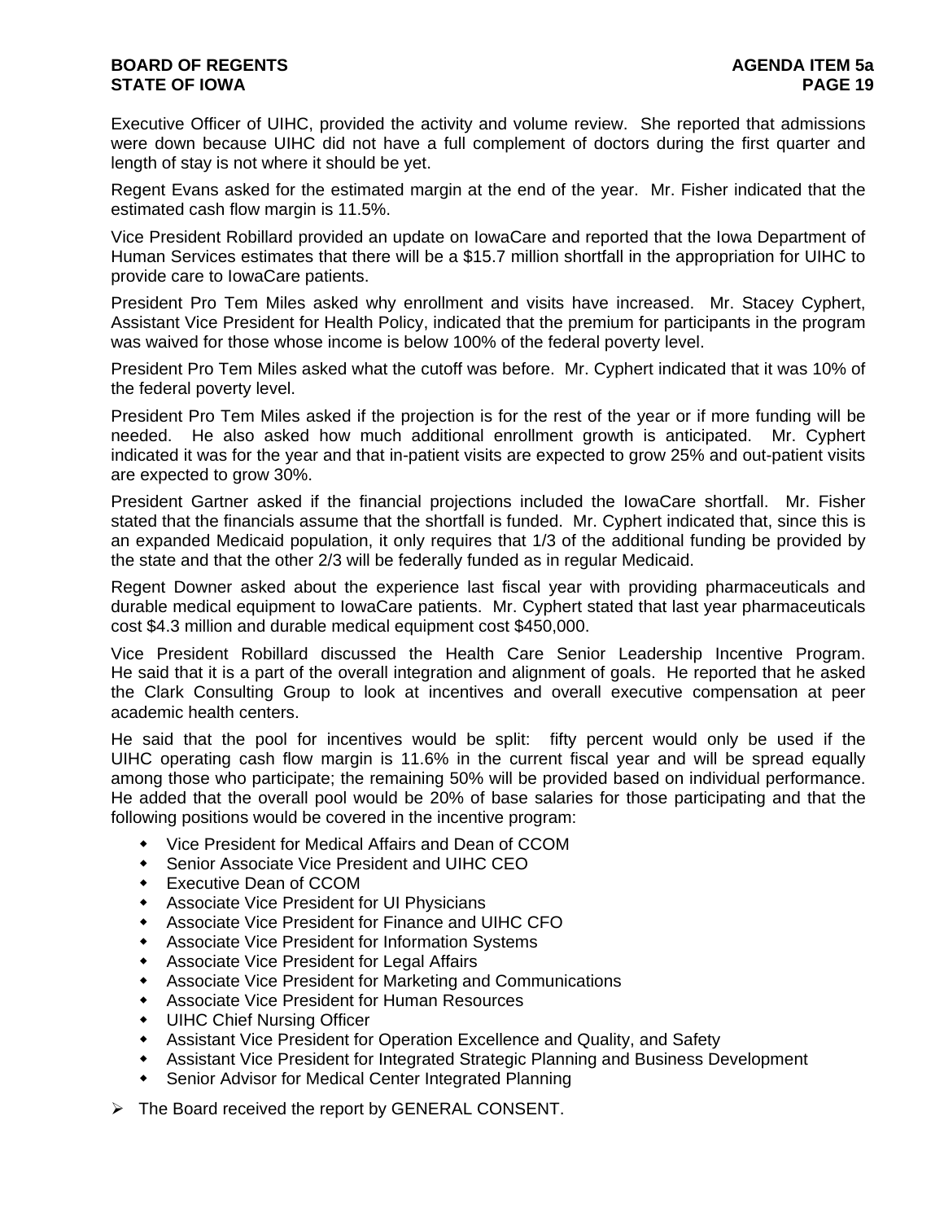Executive Officer of UIHC, provided the activity and volume review. She reported that admissions were down because UIHC did not have a full complement of doctors during the first quarter and length of stay is not where it should be yet.

Regent Evans asked for the estimated margin at the end of the year. Mr. Fisher indicated that the estimated cash flow margin is 11.5%.

Vice President Robillard provided an update on IowaCare and reported that the Iowa Department of Human Services estimates that there will be a $15.7 million shortfall in the appropriation for UIHC to provide care to IowaCare patients.

President Pro Tem Miles asked why enrollment and visits have increased. Mr. Stacey Cyphert, Assistant Vice President for Health Policy, indicated that the premium for participants in the program was waived for those whose income is below 100% of the federal poverty level.

President Pro Tem Miles asked what the cutoff was before. Mr. Cyphert indicated that it was 10% of the federal poverty level.

President Pro Tem Miles asked if the projection is for the rest of the year or if more funding will be needed. He also asked how much additional enrollment growth is anticipated. Mr. Cyphert indicated it was for the year and that in-patient visits are expected to grow 25% and out-patient visits are expected to grow 30%.

President Gartner asked if the financial projections included the IowaCare shortfall. Mr. Fisher stated that the financials assume that the shortfall is funded. Mr. Cyphert indicated that, since this is an expanded Medicaid population, it only requires that 1/3 of the additional funding be provided by the state and that the other 2/3 will be federally funded as in regular Medicaid.

Regent Downer asked about the experience last fiscal year with providing pharmaceuticals and durable medical equipment to IowaCare patients. Mr. Cyphert stated that last year pharmaceuticals cost $4.3 million and durable medical equipment cost $450,000.

Vice President Robillard discussed the Health Care Senior Leadership Incentive Program. He said that it is a part of the overall integration and alignment of goals. He reported that he asked the Clark Consulting Group to look at incentives and overall executive compensation at peer academic health centers.

He said that the pool for incentives would be split: fifty percent would only be used if the UIHC operating cash flow margin is 11.6% in the current fiscal year and will be spread equally among those who participate; the remaining 50% will be provided based on individual performance. He added that the overall pool would be 20% of base salaries for those participating and that the following positions would be covered in the incentive program:

- Vice President for Medical Affairs and Dean of CCOM
- Senior Associate Vice President and UIHC CEO
- Executive Dean of CCOM
- Associate Vice President for UI Physicians
- Associate Vice President for Finance and UIHC CFO
- Associate Vice President for Information Systems
- Associate Vice President for Legal Affairs
- Associate Vice President for Marketing and Communications
- Associate Vice President for Human Resources
- UIHC Chief Nursing Officer
- Assistant Vice President for Operation Excellence and Quality, and Safety
- Assistant Vice President for Integrated Strategic Planning and Business Development
- Senior Advisor for Medical Center Integrated Planning

➢ The Board received the report by GENERAL CONSENT.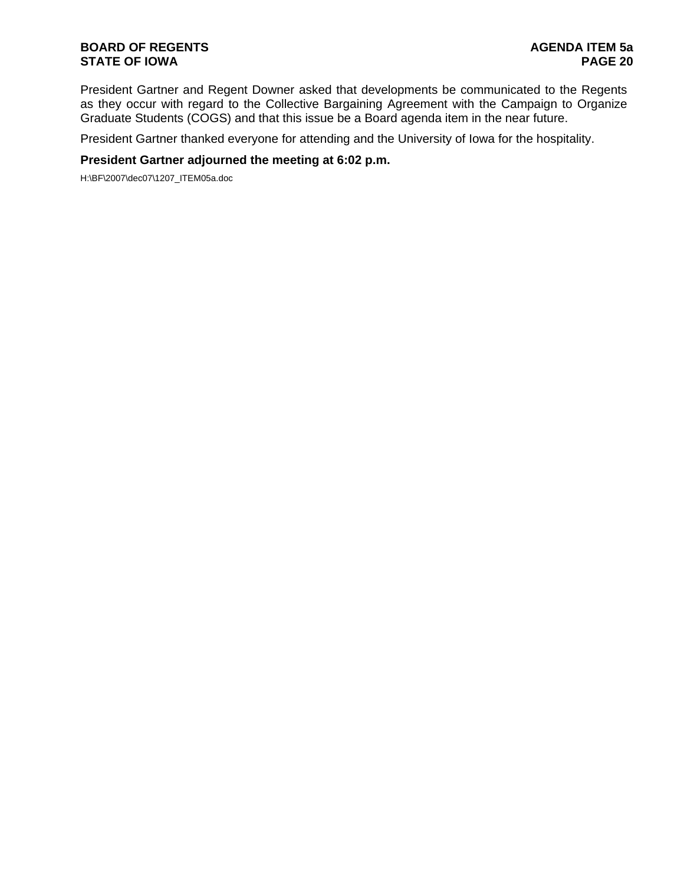President Gartner and Regent Downer asked that developments be communicated to the Regents as they occur with regard to the Collective Bargaining Agreement with the Campaign to Organize Graduate Students (COGS) and that this issue be a Board agenda item in the near future.

President Gartner thanked everyone for attending and the University of Iowa for the hospitality.

**President Gartner adjourned the meeting at 6:02 p.m.**

H:\BF\2007\dec07\1207_ITEM05a.doc